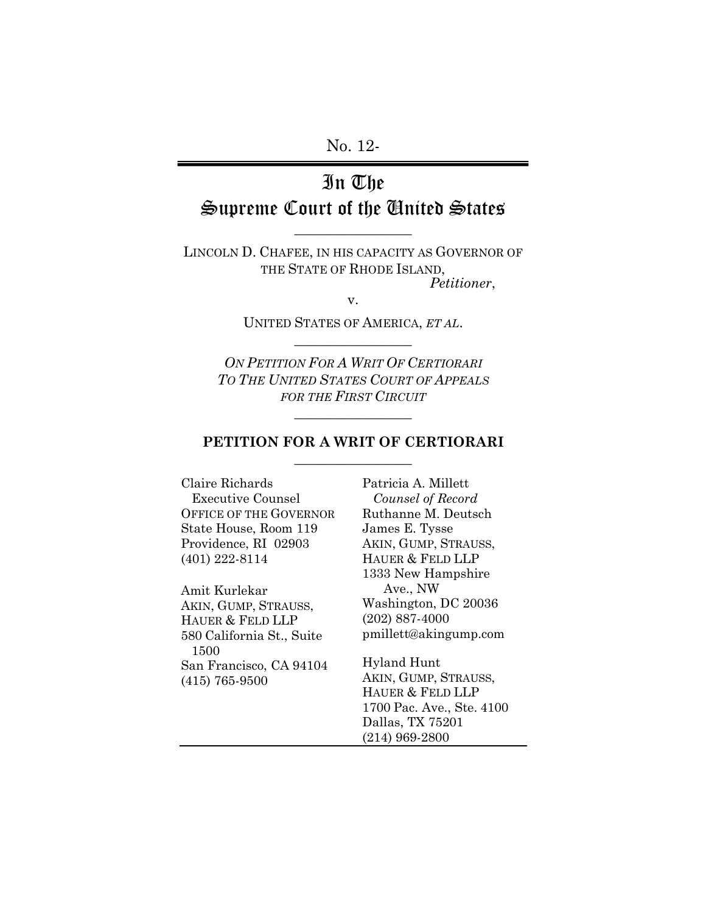No. 12-

# In The Supreme Court of the United States

---

LINCOLN D. CHAFEE, IN HIS CAPACITY AS GOVERNOR OF THE STATE OF RHODE ISLAND,
*Petitioner*,

v.

UNITED STATES OF AMERICA, *ET AL*.

---

*ON PETITION FOR A WRIT OF CERTIORARI TO THE UNITED STATES COURT OF APPEALS FOR THE FIRST CIRCUIT*

---

## PETITION FOR A WRIT OF CERTIORARI

---

Claire Richards
Executive Counsel
OFFICE OF THE GOVERNOR
State House, Room 119
Providence, RI 02903
(401) 222-8114

Amit Kurlekar
AKIN, GUMP, STRAUSS, HAUER & FELD LLP
580 California St., Suite 1500
San Francisco, CA 94104
(415) 765-9500

Patricia A. Millett
*Counsel of Record*
Ruthanne M. Deutsch
James E. Tysse
AKIN, GUMP, STRAUSS, HAUER & FELD LLP
1333 New Hampshire Ave., NW
Washington, DC 20036
(202) 887-4000
pmillett@akingump.com

Hyland Hunt
AKIN, GUMP, STRAUSS, HAUER & FELD LLP
1700 Pac. Ave., Ste. 4100
Dallas, TX 75201
(214) 969-2800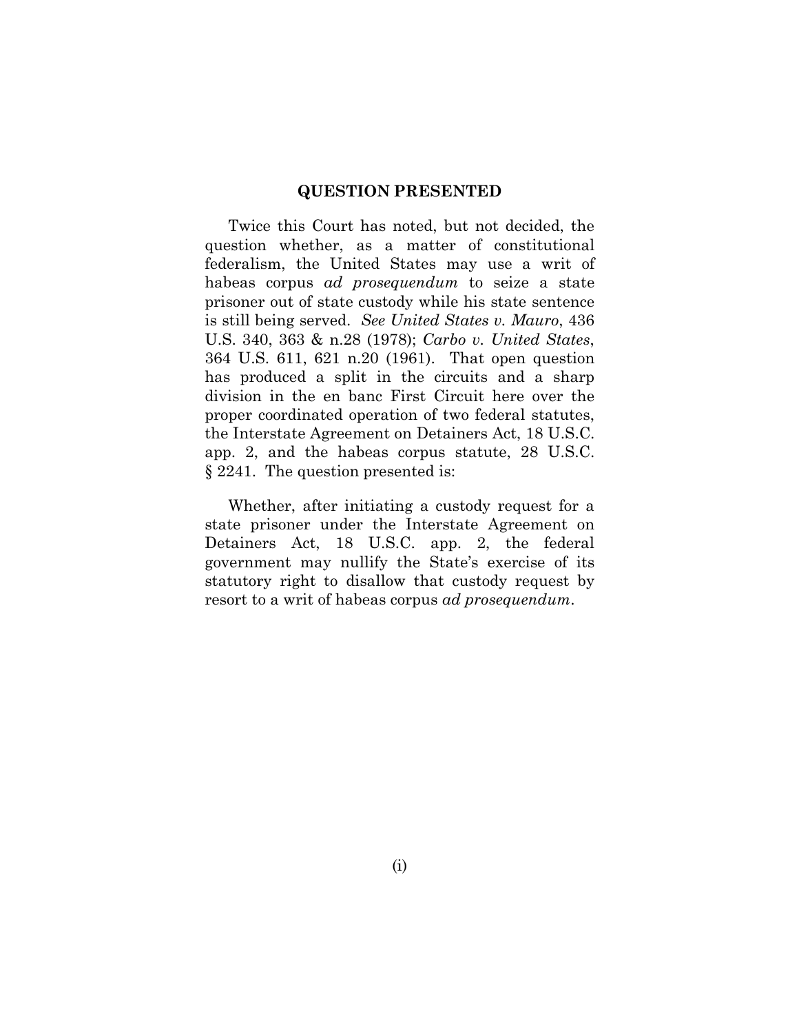## QUESTION PRESENTED

Twice this Court has noted, but not decided, the question whether, as a matter of constitutional federalism, the United States may use a writ of habeas corpus *ad prosequendum* to seize a state prisoner out of state custody while his state sentence is still being served. *See United States v. Mauro*, 436 U.S. 340, 363 & n.28 (1978); *Carbo v. United States*, 364 U.S. 611, 621 n.20 (1961). That open question has produced a split in the circuits and a sharp division in the en banc First Circuit here over the proper coordinated operation of two federal statutes, the Interstate Agreement on Detainers Act, 18 U.S.C. app. 2, and the habeas corpus statute, 28 U.S.C. § 2241. The question presented is:

Whether, after initiating a custody request for a state prisoner under the Interstate Agreement on Detainers Act, 18 U.S.C. app. 2, the federal government may nullify the State's exercise of its statutory right to disallow that custody request by resort to a writ of habeas corpus *ad prosequendum*.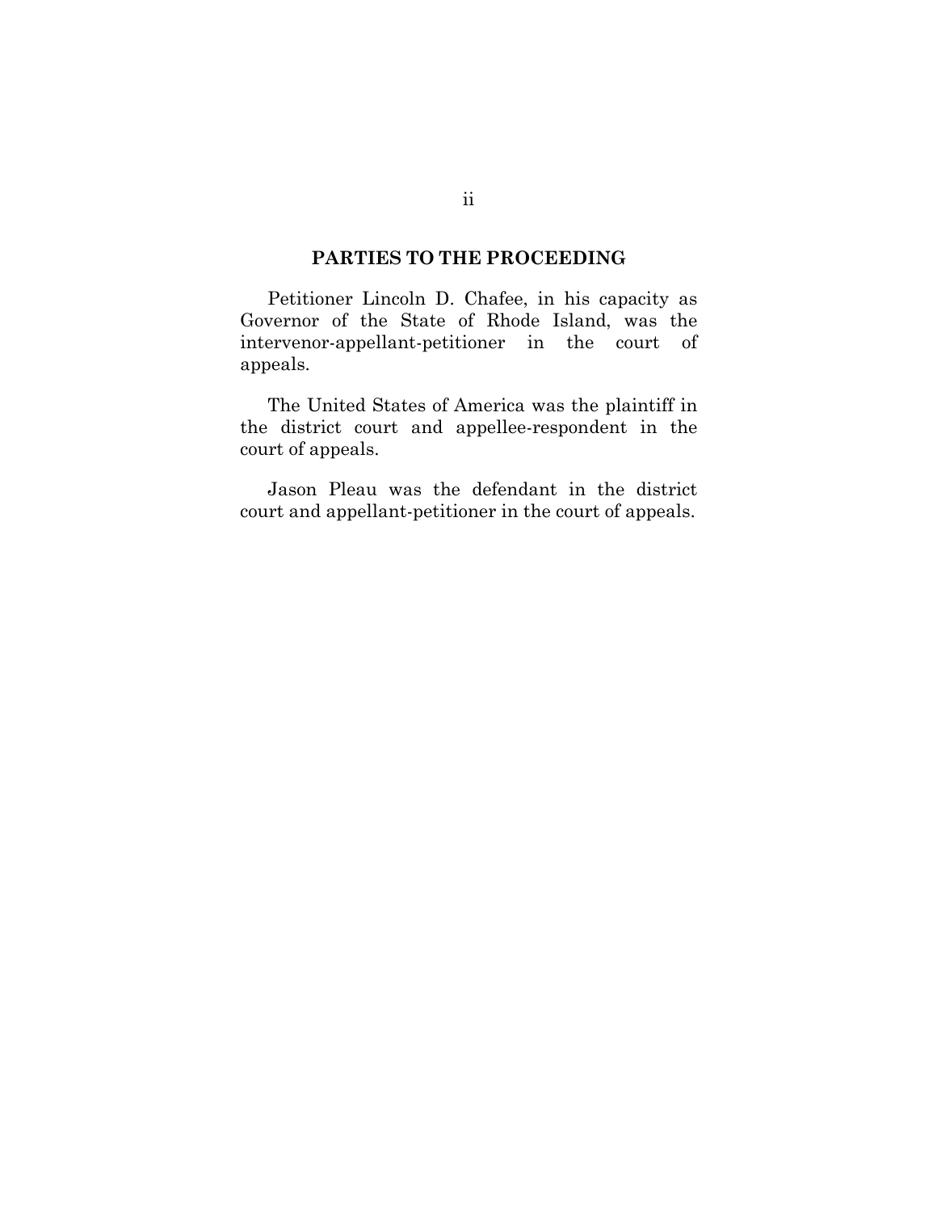## PARTIES TO THE PROCEEDING

Petitioner Lincoln D. Chafee, in his capacity as Governor of the State of Rhode Island, was the intervenor-appellant-petitioner in the court of appeals.

The United States of America was the plaintiff in the district court and appellee-respondent in the court of appeals.

Jason Pleau was the defendant in the district court and appellant-petitioner in the court of appeals.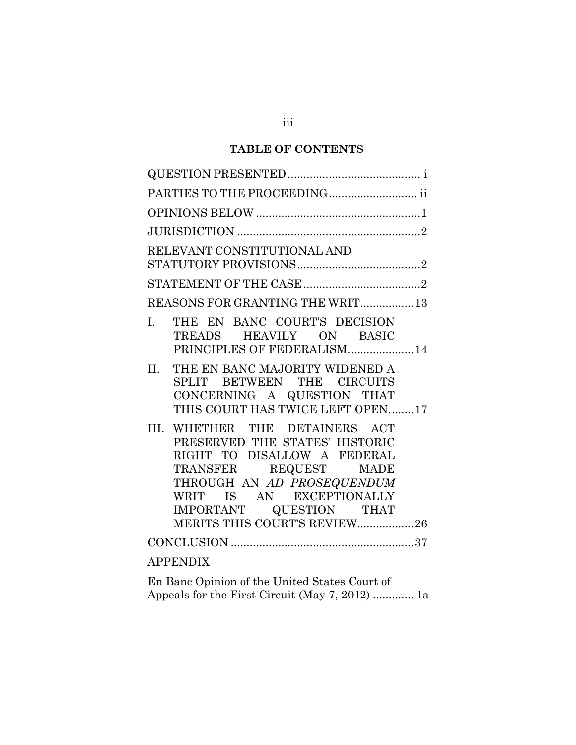# TABLE OF CONTENTS

QUESTION PRESENTED .......................................... i

PARTIES TO THE PROCEEDING ............................ ii

OPINIONS BELOW .................................................... 1

JURISDICTION .......................................................... 2

RELEVANT CONSTITUTIONAL AND STATUTORY PROVISIONS ....................................... 2

STATEMENT OF THE CASE ..................................... 2

REASONS FOR GRANTING THE WRIT ................. 13

I. THE EN BANC COURT'S DECISION TREADS HEAVILY ON BASIC PRINCIPLES OF FEDERALISM ..................... 14

II. THE EN BANC MAJORITY WIDENED A SPLIT BETWEEN THE CIRCUITS CONCERNING A QUESTION THAT THIS COURT HAS TWICE LEFT OPEN ........ 17

III. WHETHER THE DETAINERS ACT PRESERVED THE STATES' HISTORIC RIGHT TO DISALLOW A FEDERAL TRANSFER REQUEST MADE THROUGH AN *AD PROSEQUENDUM* WRIT IS AN EXCEPTIONALLY IMPORTANT QUESTION THAT MERITS THIS COURT'S REVIEW .................. 26

CONCLUSION .......................................................... 37

APPENDIX

En Banc Opinion of the United States Court of Appeals for the First Circuit (May 7, 2012) ............. 1a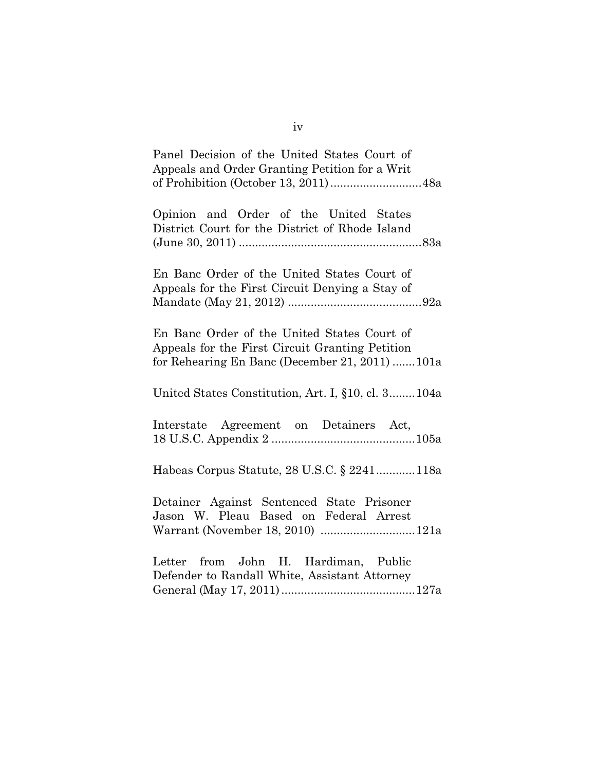Panel Decision of the United States Court of Appeals and Order Granting Petition for a Writ of Prohibition (October 13, 2011) ............................48a

Opinion and Order of the United States District Court for the District of Rhode Island (June 30, 2011) ........................................................83a

En Banc Order of the United States Court of Appeals for the First Circuit Denying a Stay of Mandate (May 21, 2012) .........................................92a

En Banc Order of the United States Court of Appeals for the First Circuit Granting Petition for Rehearing En Banc (December 21, 2011) .......101a

United States Constitution, Art. I, §10, cl. 3........104a

Interstate Agreement on Detainers Act, 18 U.S.C. Appendix 2 ............................................105a

Habeas Corpus Statute, 28 U.S.C. § 2241............118a

Detainer Against Sentenced State Prisoner Jason W. Pleau Based on Federal Arrest Warrant (November 18, 2010) ............................121a

Letter from John H. Hardiman, Public Defender to Randall White, Assistant Attorney General (May 17, 2011).........................................127a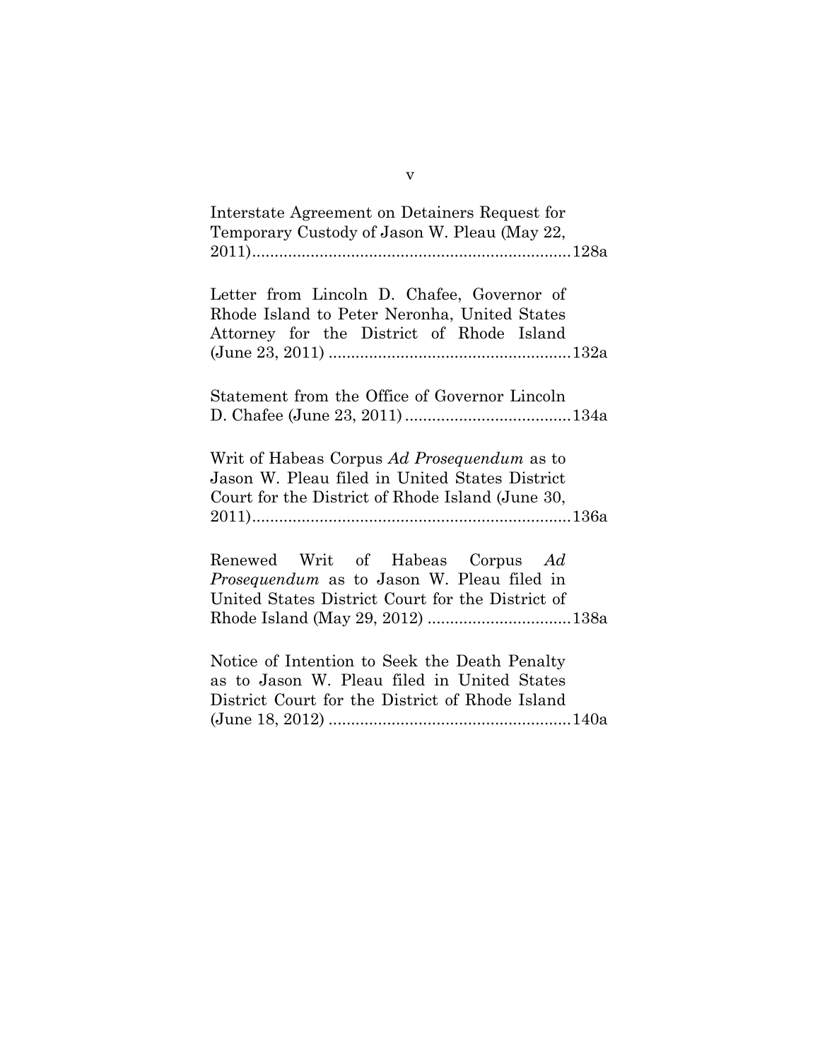Interstate Agreement on Detainers Request for Temporary Custody of Jason W. Pleau (May 22, 2011)........................................................................128a

Letter from Lincoln D. Chafee, Governor of Rhode Island to Peter Neronha, United States Attorney for the District of Rhode Island (June 23, 2011) ......................................................132a

Statement from the Office of Governor Lincoln D. Chafee (June 23, 2011) .....................................134a

Writ of Habeas Corpus *Ad Prosequendum* as to Jason W. Pleau filed in United States District Court for the District of Rhode Island (June 30, 2011)........................................................................136a

Renewed Writ of Habeas Corpus *Ad Prosequendum* as to Jason W. Pleau filed in United States District Court for the District of Rhode Island (May 29, 2012) ................................138a

Notice of Intention to Seek the Death Penalty as to Jason W. Pleau filed in United States District Court for the District of Rhode Island (June 18, 2012) ......................................................140a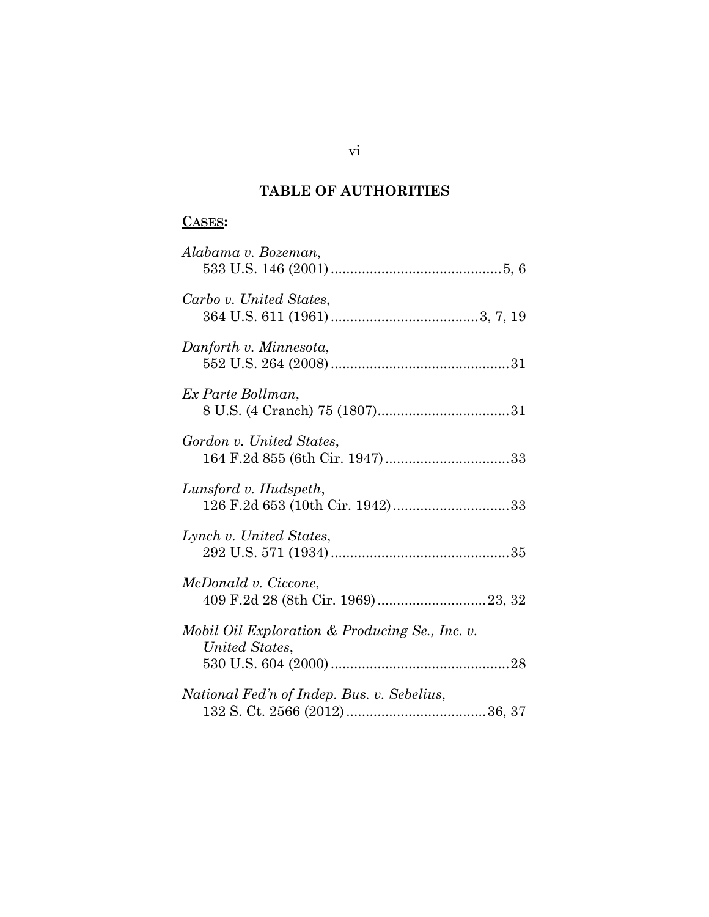## TABLE OF AUTHORITIES

**CASES:**

*Alabama v. Bozeman*,
533 U.S. 146 (2001) ............................................ 5, 6

*Carbo v. United States*,
364 U.S. 611 (1961) ...................................... 3, 7, 19

*Danforth v. Minnesota*,
552 U.S. 264 (2008) .............................................. 31

*Ex Parte Bollman*,
8 U.S. (4 Cranch) 75 (1807).................................. 31

*Gordon v. United States*,
164 F.2d 855 (6th Cir. 1947) ................................ 33

*Lunsford v. Hudspeth*,
126 F.2d 653 (10th Cir. 1942) .............................. 33

*Lynch v. United States*,
292 U.S. 571 (1934) .............................................. 35

*McDonald v. Ciccone*,
409 F.2d 28 (8th Cir. 1969) ............................ 23, 32

*Mobil Oil Exploration & Producing Se., Inc. v. United States*,
530 U.S. 604 (2000) .............................................. 28

*National Fed'n of Indep. Bus. v. Sebelius*,
132 S. Ct. 2566 (2012) .................................... 36, 37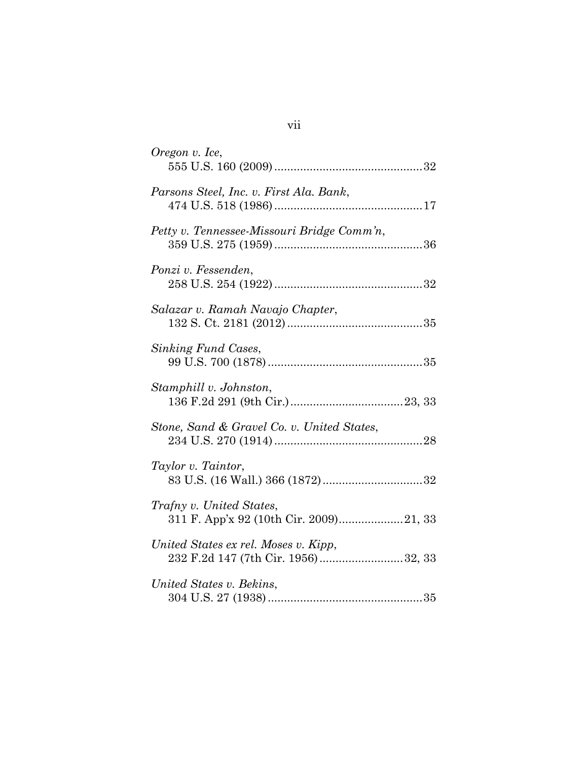*Oregon v. Ice*,
555 U.S. 160 (2009) ............................................. 32

*Parsons Steel, Inc. v. First Ala. Bank*,
474 U.S. 518 (1986) ............................................. 17

*Petty v. Tennessee-Missouri Bridge Comm'n*,
359 U.S. 275 (1959) ............................................. 36

*Ponzi v. Fessenden*,
258 U.S. 254 (1922) ............................................. 32

*Salazar v. Ramah Navajo Chapter*,
132 S. Ct. 2181 (2012) .......................................... 35

*Sinking Fund Cases*,
99 U.S. 700 (1878) ............................................... 35

*Stamphill v. Johnston*,
136 F.2d 291 (9th Cir.) .................................. 23, 33

*Stone, Sand & Gravel Co. v. United States*,
234 U.S. 270 (1914) ............................................. 28

*Taylor v. Taintor*,
83 U.S. (16 Wall.) 366 (1872) ............................... 32

*Trafny v. United States*,
311 F. App'x 92 (10th Cir. 2009) .................... 21, 33

*United States ex rel. Moses v. Kipp*,
232 F.2d 147 (7th Cir. 1956) ......................... 32, 33

*United States v. Bekins*,
304 U.S. 27 (1938) ............................................... 35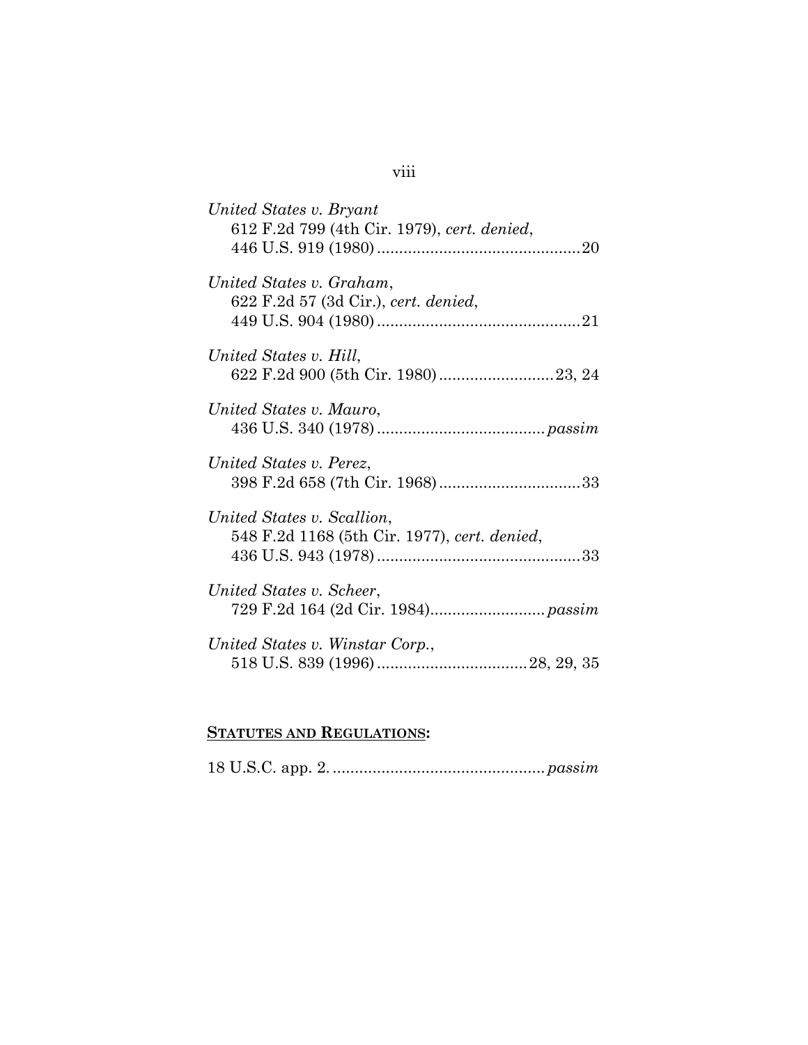*United States v. Bryant*
612 F.2d 799 (4th Cir. 1979), *cert. denied*,
446 U.S. 919 (1980) .............................................20

*United States v. Graham*,
622 F.2d 57 (3d Cir.), *cert. denied*,
449 U.S. 904 (1980) .............................................21

*United States v. Hill*,
622 F.2d 900 (5th Cir. 1980) .........................23, 24

*United States v. Mauro*,
436 U.S. 340 (1978) .....................................*passim*

*United States v. Perez*,
398 F.2d 658 (7th Cir. 1968) ................................33

*United States v. Scallion*,
548 F.2d 1168 (5th Cir. 1977), *cert. denied*,
436 U.S. 943 (1978) .............................................33

*United States v. Scheer*,
729 F.2d 164 (2d Cir. 1984)..........................*passim*

*United States v. Winstar Corp.*,
518 U.S. 839 (1996) .................................28, 29, 35

**STATUTES AND REGULATIONS:**

18 U.S.C. app. 2. ...............................................*passim*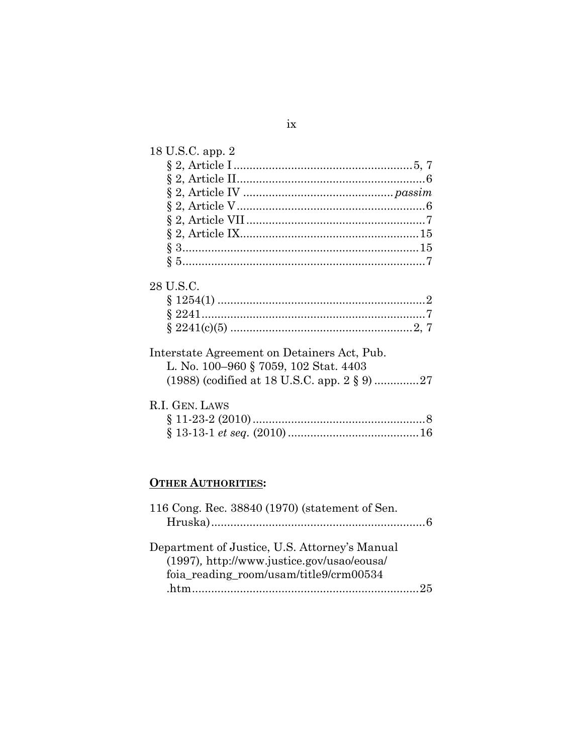18 U.S.C. app. 2

§ 2, Article I........................................................5, 7

§ 2, Article II...........................................................6

§ 2, Article IV ............................................... *passim*

§ 2, Article V...........................................................6

§ 2, Article VII........................................................7

§ 2, Article IX........................................................15

§ 3.........................................................................15

§ 5...........................................................................7

28 U.S.C.

§ 1254(1) .................................................................2

§ 2241.......................................................................7

§ 2241(c)(5) .........................................................2, 7

Interstate Agreement on Detainers Act, Pub. L. No. 100–960 § 7059, 102 Stat. 4403 (1988) (codified at 18 U.S.C. app. 2 § 9) .............27

R.I. Gen. Laws

§ 11-23-2 (2010)......................................................8

§ 13-13-1 *et seq.* (2010).........................................16

## **Other Authorities:**

116 Cong. Rec. 38840 (1970) (statement of Sen. Hruska)..................................................................6

Department of Justice, U.S. Attorney's Manual (1997), http://www.justice.gov/usao/eousa/foia_reading_room/usam/title9/crm00534.htm......................................................................25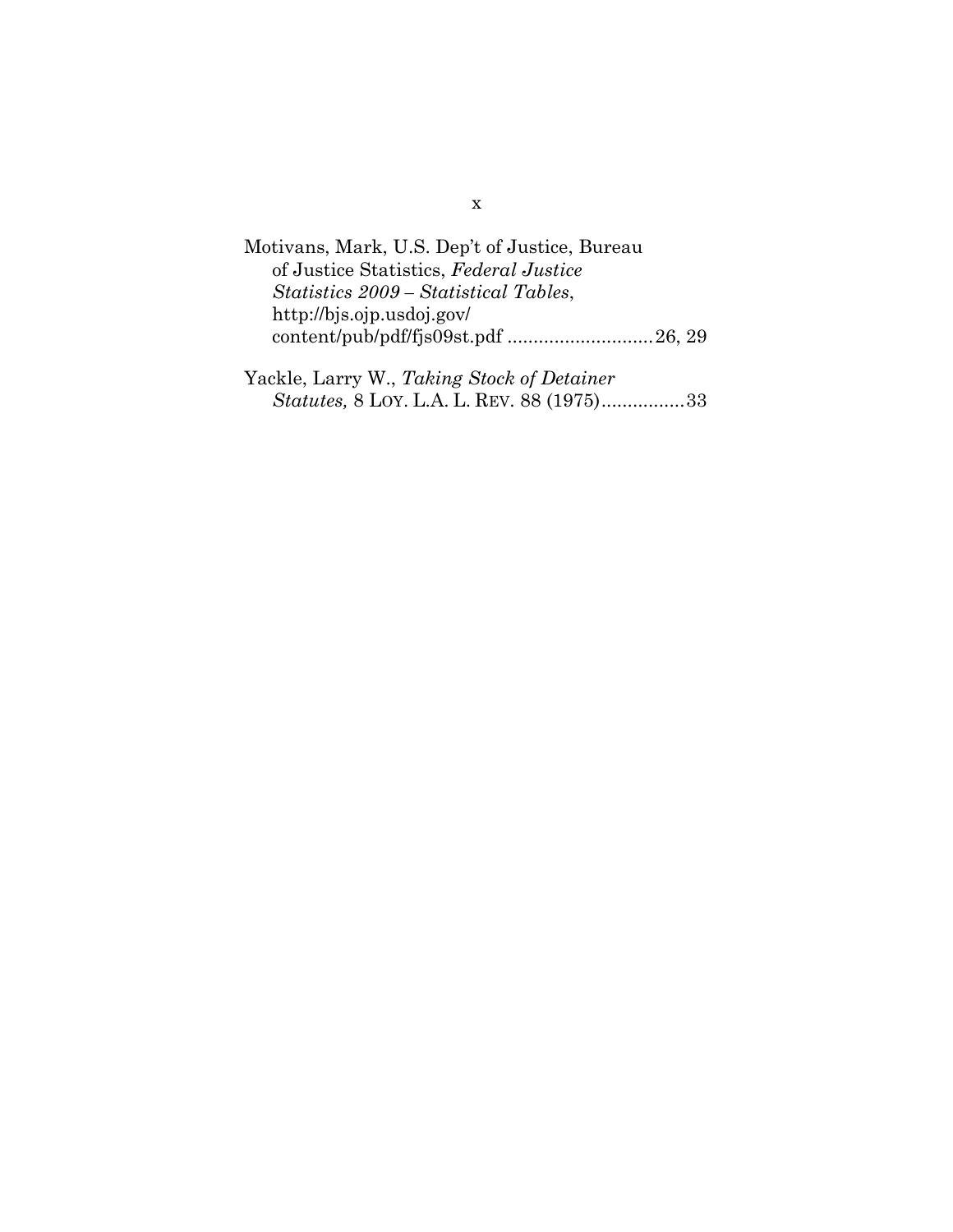Motivans, Mark, U.S. Dep't of Justice, Bureau of Justice Statistics, *Federal Justice Statistics 2009 – Statistical Tables*, http://bjs.ojp.usdoj.gov/content/pub/pdf/fjs09st.pdf ............................26, 29

Yackle, Larry W., *Taking Stock of Detainer Statutes,* 8 LOY. L.A. L. REV. 88 (1975)................33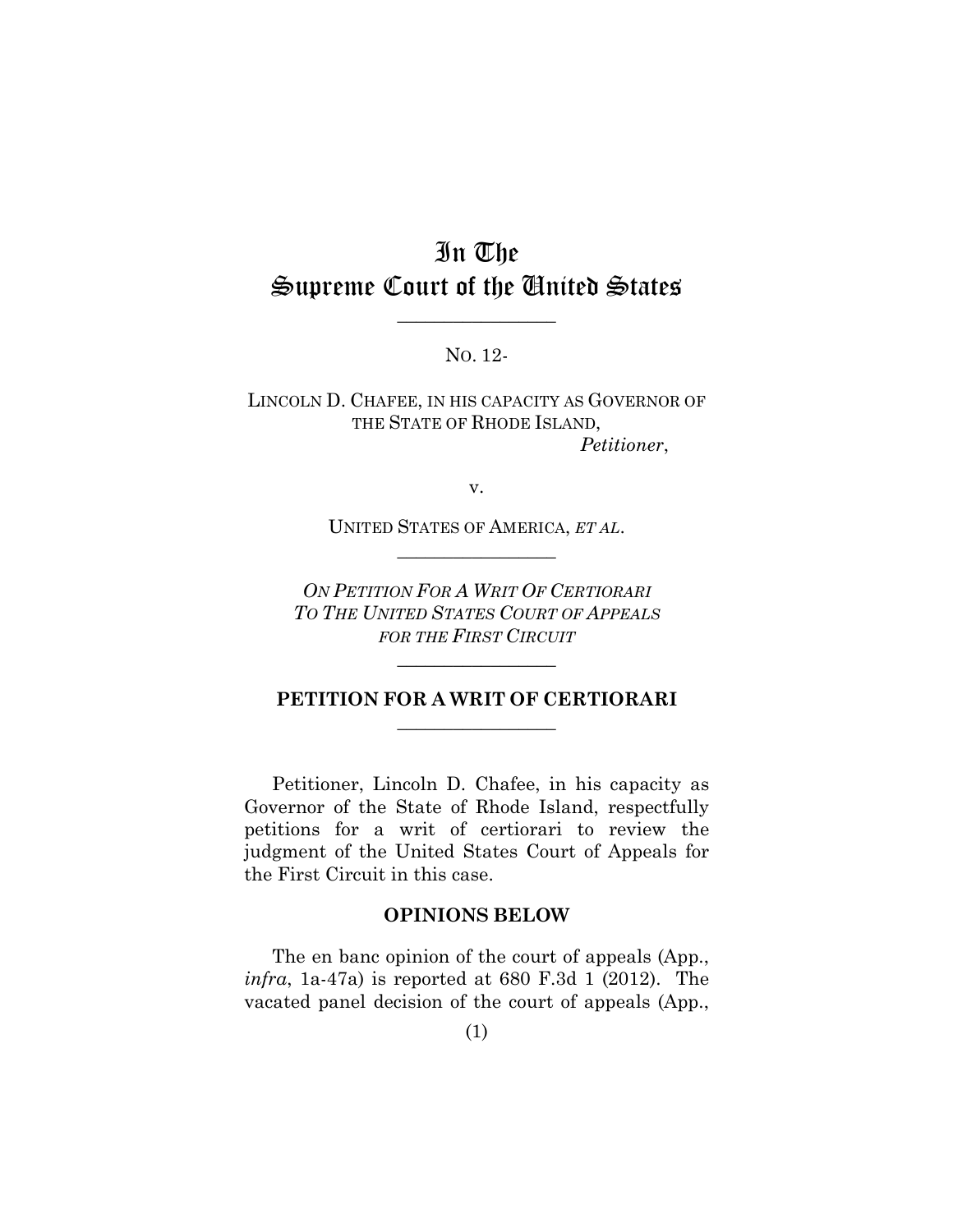# In The Supreme Court of the United States

---

NO. 12-

LINCOLN D. CHAFEE, IN HIS CAPACITY AS GOVERNOR OF THE STATE OF RHODE ISLAND,

*Petitioner*,

v.

UNITED STATES OF AMERICA, *ET AL*.

---

*ON PETITION FOR A WRIT OF CERTIORARI TO THE UNITED STATES COURT OF APPEALS FOR THE FIRST CIRCUIT*

---

## PETITION FOR A WRIT OF CERTIORARI

---

Petitioner, Lincoln D. Chafee, in his capacity as Governor of the State of Rhode Island, respectfully petitions for a writ of certiorari to review the judgment of the United States Court of Appeals for the First Circuit in this case.

### OPINIONS BELOW

The en banc opinion of the court of appeals (App., *infra*, 1a-47a) is reported at 680 F.3d 1 (2012). The vacated panel decision of the court of appeals (App.,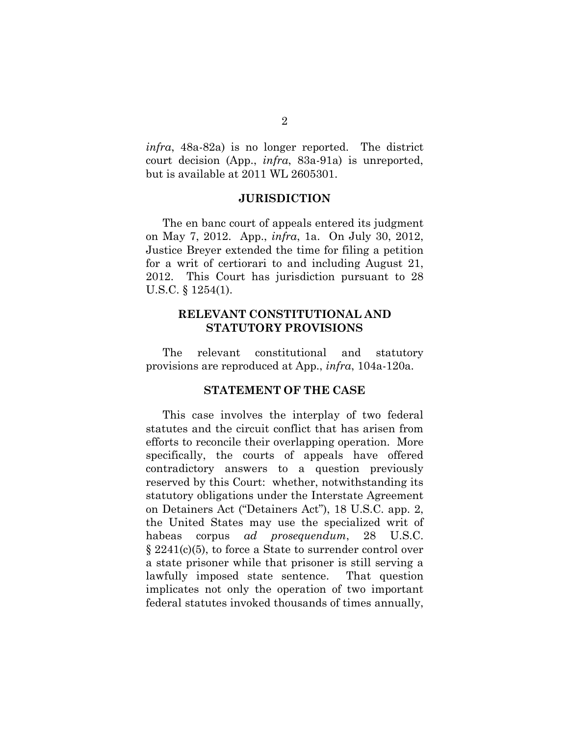*infra*, 48a-82a) is no longer reported. The district court decision (App., *infra*, 83a-91a) is unreported, but is available at 2011 WL 2605301.

## JURISDICTION

The en banc court of appeals entered its judgment on May 7, 2012. App., *infra*, 1a. On July 30, 2012, Justice Breyer extended the time for filing a petition for a writ of certiorari to and including August 21, 2012. This Court has jurisdiction pursuant to 28 U.S.C. § 1254(1).

## RELEVANT CONSTITUTIONAL AND STATUTORY PROVISIONS

The relevant constitutional and statutory provisions are reproduced at App., *infra*, 104a-120a.

## STATEMENT OF THE CASE

This case involves the interplay of two federal statutes and the circuit conflict that has arisen from efforts to reconcile their overlapping operation. More specifically, the courts of appeals have offered contradictory answers to a question previously reserved by this Court: whether, notwithstanding its statutory obligations under the Interstate Agreement on Detainers Act ("Detainers Act"), 18 U.S.C. app. 2, the United States may use the specialized writ of habeas corpus *ad prosequendum*, 28 U.S.C. § 2241(c)(5), to force a State to surrender control over a state prisoner while that prisoner is still serving a lawfully imposed state sentence. That question implicates not only the operation of two important federal statutes invoked thousands of times annually,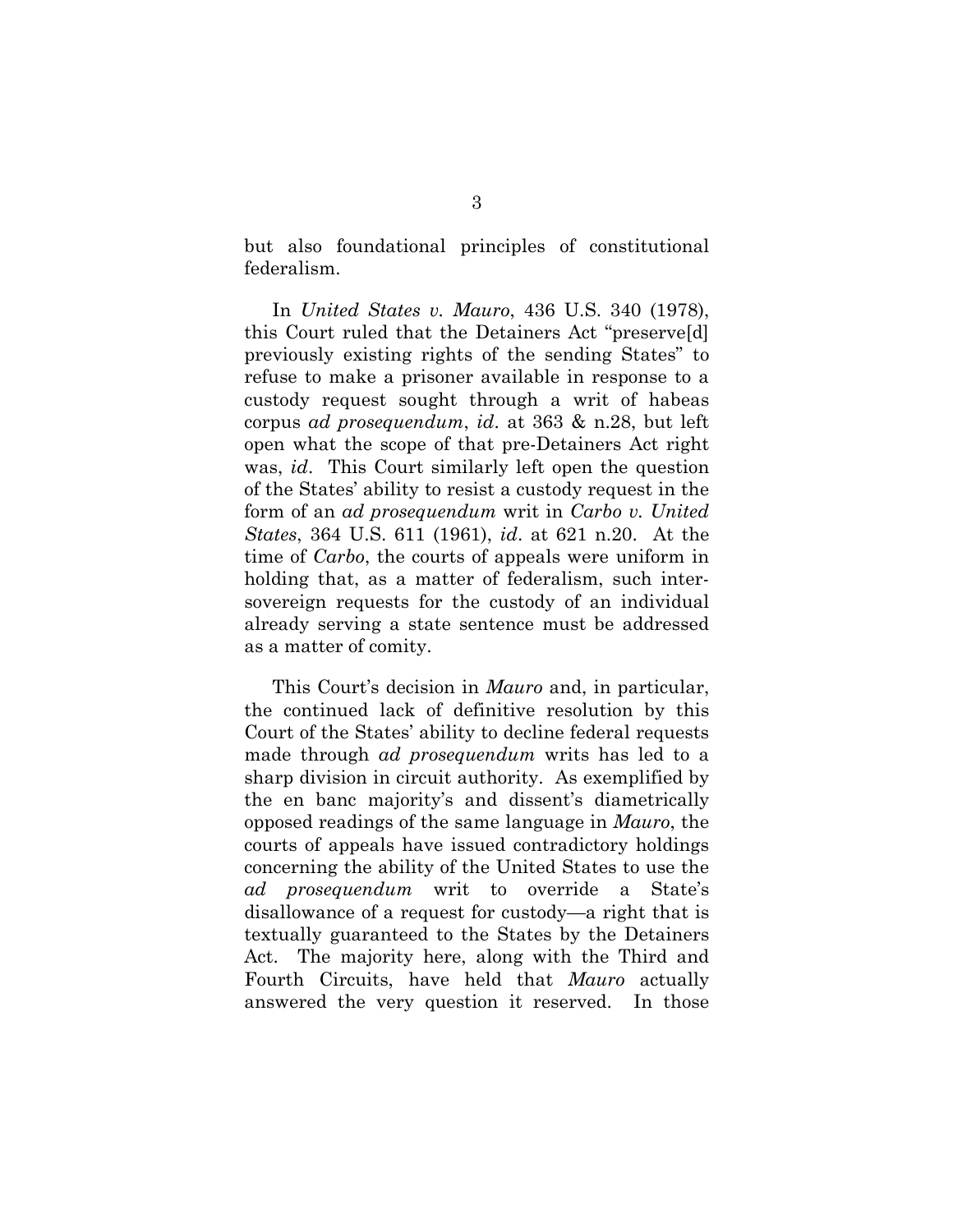but also foundational principles of constitutional federalism.

In *United States v. Mauro*, 436 U.S. 340 (1978), this Court ruled that the Detainers Act "preserve[d] previously existing rights of the sending States" to refuse to make a prisoner available in response to a custody request sought through a writ of habeas corpus *ad prosequendum*, *id*. at 363 & n.28, but left open what the scope of that pre-Detainers Act right was, *id*. This Court similarly left open the question of the States' ability to resist a custody request in the form of an *ad prosequendum* writ in *Carbo v. United States*, 364 U.S. 611 (1961), *id*. at 621 n.20. At the time of *Carbo*, the courts of appeals were uniform in holding that, as a matter of federalism, such inter-sovereign requests for the custody of an individual already serving a state sentence must be addressed as a matter of comity.

This Court's decision in *Mauro* and, in particular, the continued lack of definitive resolution by this Court of the States' ability to decline federal requests made through *ad prosequendum* writs has led to a sharp division in circuit authority. As exemplified by the en banc majority's and dissent's diametrically opposed readings of the same language in *Mauro*, the courts of appeals have issued contradictory holdings concerning the ability of the United States to use the *ad prosequendum* writ to override a State's disallowance of a request for custody—a right that is textually guaranteed to the States by the Detainers Act. The majority here, along with the Third and Fourth Circuits, have held that *Mauro* actually answered the very question it reserved. In those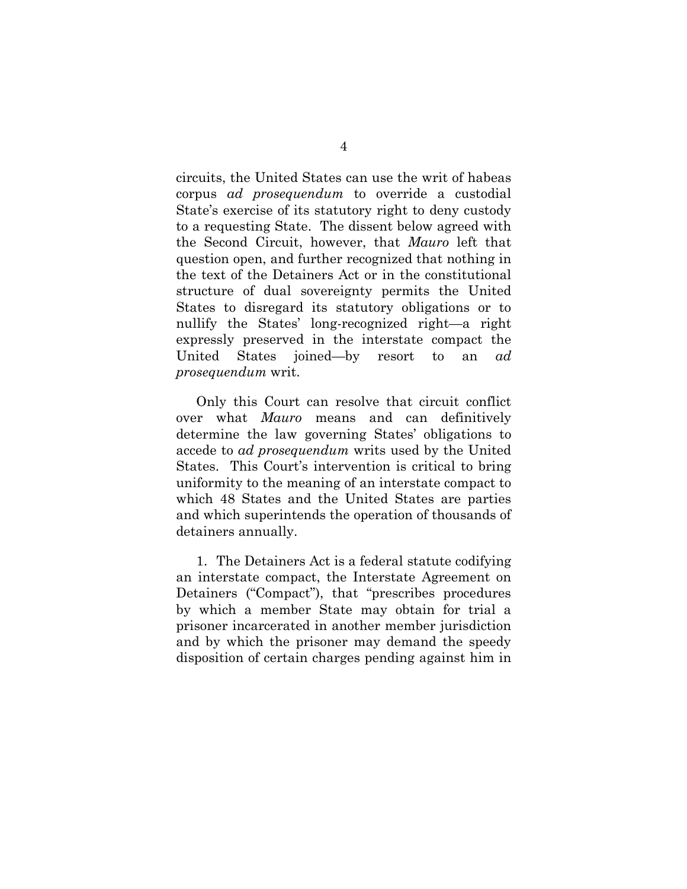circuits, the United States can use the writ of habeas corpus *ad prosequendum* to override a custodial State's exercise of its statutory right to deny custody to a requesting State. The dissent below agreed with the Second Circuit, however, that *Mauro* left that question open, and further recognized that nothing in the text of the Detainers Act or in the constitutional structure of dual sovereignty permits the United States to disregard its statutory obligations or to nullify the States' long-recognized right—a right expressly preserved in the interstate compact the United States joined—by resort to an *ad prosequendum* writ.

Only this Court can resolve that circuit conflict over what *Mauro* means and can definitively determine the law governing States' obligations to accede to *ad prosequendum* writs used by the United States. This Court's intervention is critical to bring uniformity to the meaning of an interstate compact to which 48 States and the United States are parties and which superintends the operation of thousands of detainers annually.

1. The Detainers Act is a federal statute codifying an interstate compact, the Interstate Agreement on Detainers ("Compact"), that "prescribes procedures by which a member State may obtain for trial a prisoner incarcerated in another member jurisdiction and by which the prisoner may demand the speedy disposition of certain charges pending against him in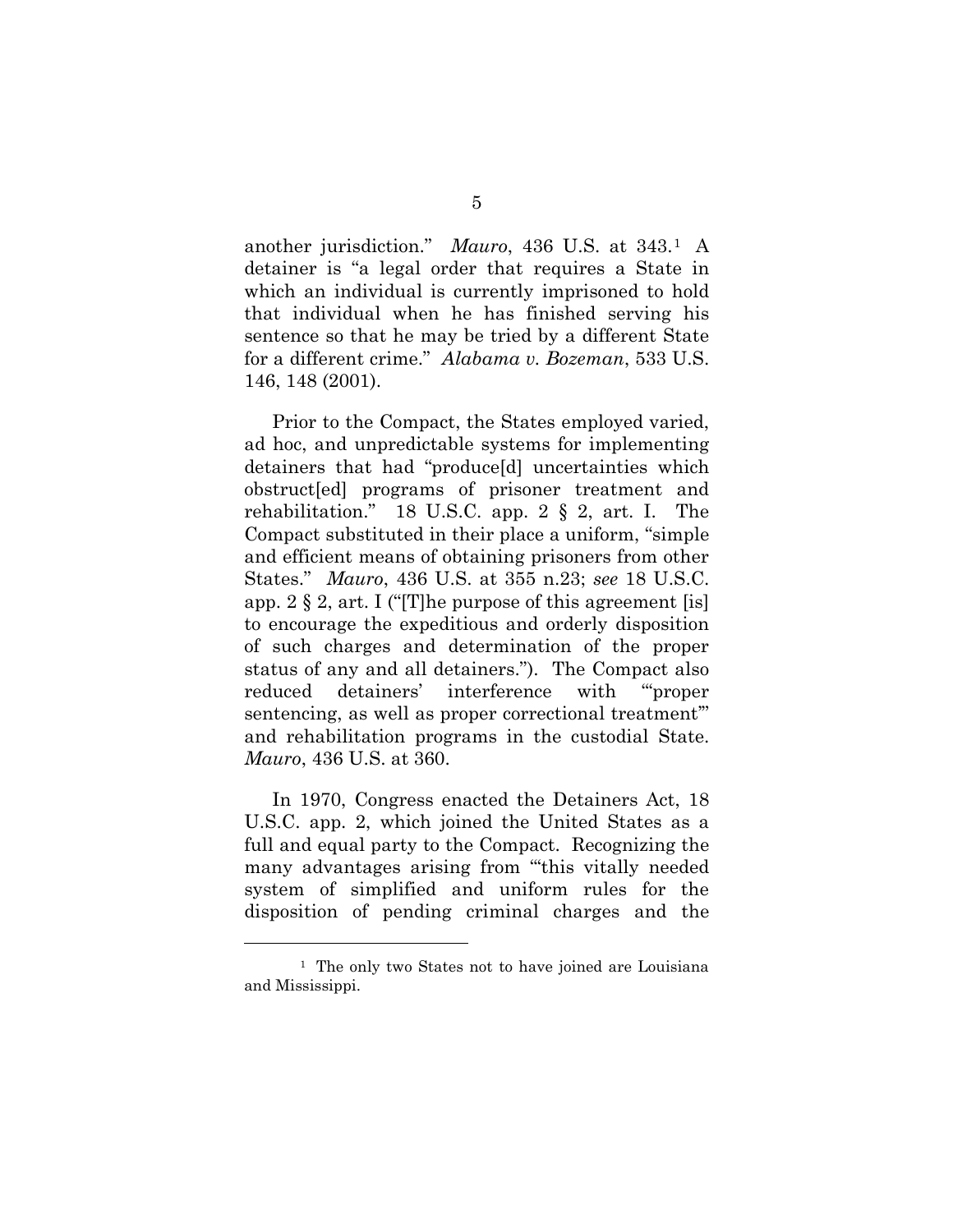another jurisdiction." *Mauro*, 436 U.S. at 343.[1] A detainer is "a legal order that requires a State in which an individual is currently imprisoned to hold that individual when he has finished serving his sentence so that he may be tried by a different State for a different crime." *Alabama v. Bozeman*, 533 U.S. 146, 148 (2001).

Prior to the Compact, the States employed varied, ad hoc, and unpredictable systems for implementing detainers that had "produce[d] uncertainties which obstruct[ed] programs of prisoner treatment and rehabilitation." 18 U.S.C. app. 2 § 2, art. I. The Compact substituted in their place a uniform, "simple and efficient means of obtaining prisoners from other States." *Mauro*, 436 U.S. at 355 n.23; *see* 18 U.S.C. app. 2 § 2, art. I ("[T]he purpose of this agreement [is] to encourage the expeditious and orderly disposition of such charges and determination of the proper status of any and all detainers."). The Compact also reduced detainers' interference with "'proper sentencing, as well as proper correctional treatment'" and rehabilitation programs in the custodial State. *Mauro*, 436 U.S. at 360.

In 1970, Congress enacted the Detainers Act, 18 U.S.C. app. 2, which joined the United States as a full and equal party to the Compact. Recognizing the many advantages arising from "'this vitally needed system of simplified and uniform rules for the disposition of pending criminal charges and the

---

[1] The only two States not to have joined are Louisiana and Mississippi.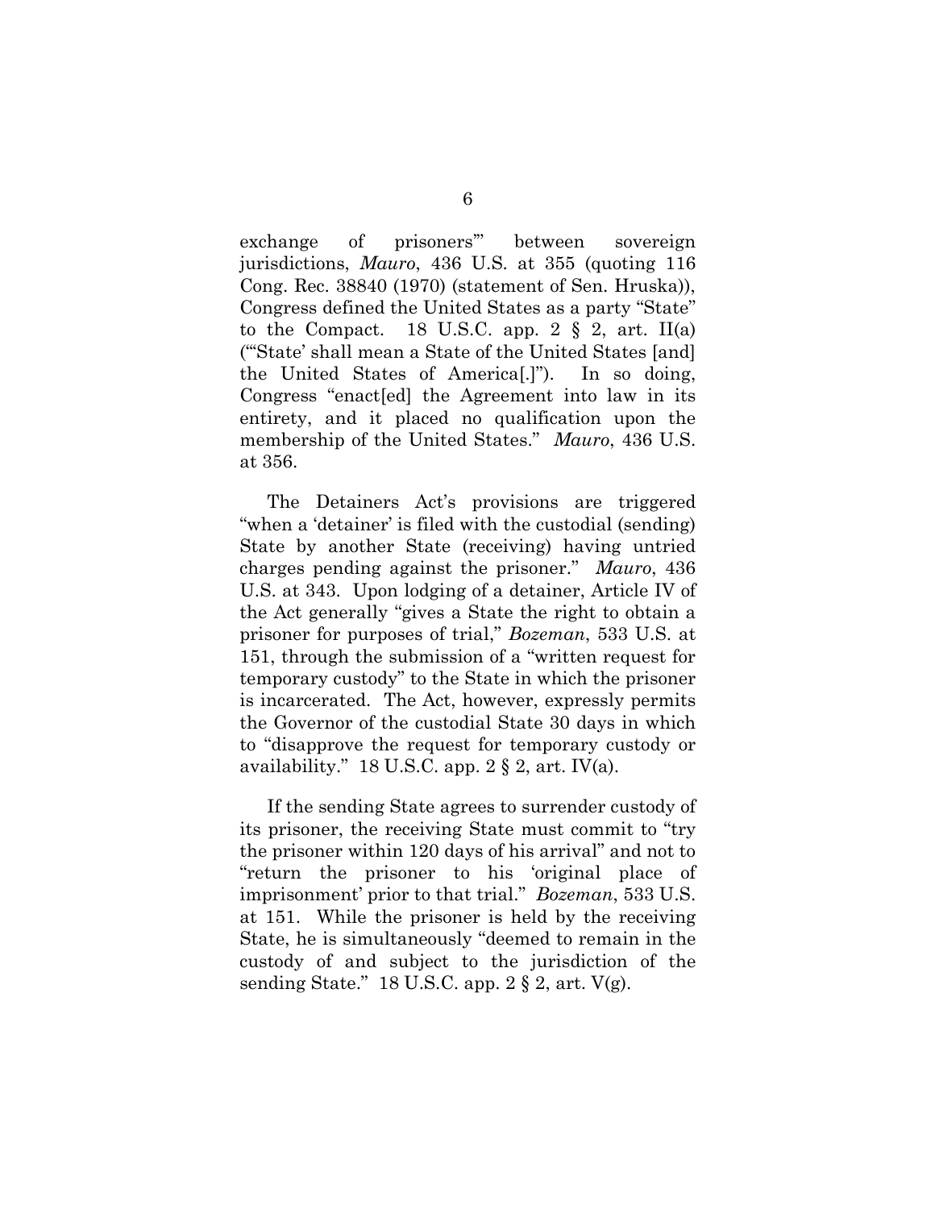exchange of prisoners'" between sovereign jurisdictions, *Mauro*, 436 U.S. at 355 (quoting 116 Cong. Rec. 38840 (1970) (statement of Sen. Hruska)), Congress defined the United States as a party "State" to the Compact. 18 U.S.C. app. 2 § 2, art. II(a) ("'State' shall mean a State of the United States [and] the United States of America[.]"). In so doing, Congress "enact[ed] the Agreement into law in its entirety, and it placed no qualification upon the membership of the United States." *Mauro*, 436 U.S. at 356.

The Detainers Act's provisions are triggered "when a 'detainer' is filed with the custodial (sending) State by another State (receiving) having untried charges pending against the prisoner." *Mauro*, 436 U.S. at 343. Upon lodging of a detainer, Article IV of the Act generally "gives a State the right to obtain a prisoner for purposes of trial," *Bozeman*, 533 U.S. at 151, through the submission of a "written request for temporary custody" to the State in which the prisoner is incarcerated. The Act, however, expressly permits the Governor of the custodial State 30 days in which to "disapprove the request for temporary custody or availability." 18 U.S.C. app. 2 § 2, art. IV(a).

If the sending State agrees to surrender custody of its prisoner, the receiving State must commit to "try the prisoner within 120 days of his arrival" and not to "return the prisoner to his 'original place of imprisonment' prior to that trial." *Bozeman*, 533 U.S. at 151. While the prisoner is held by the receiving State, he is simultaneously "deemed to remain in the custody of and subject to the jurisdiction of the sending State." 18 U.S.C. app. 2 § 2, art. V(g).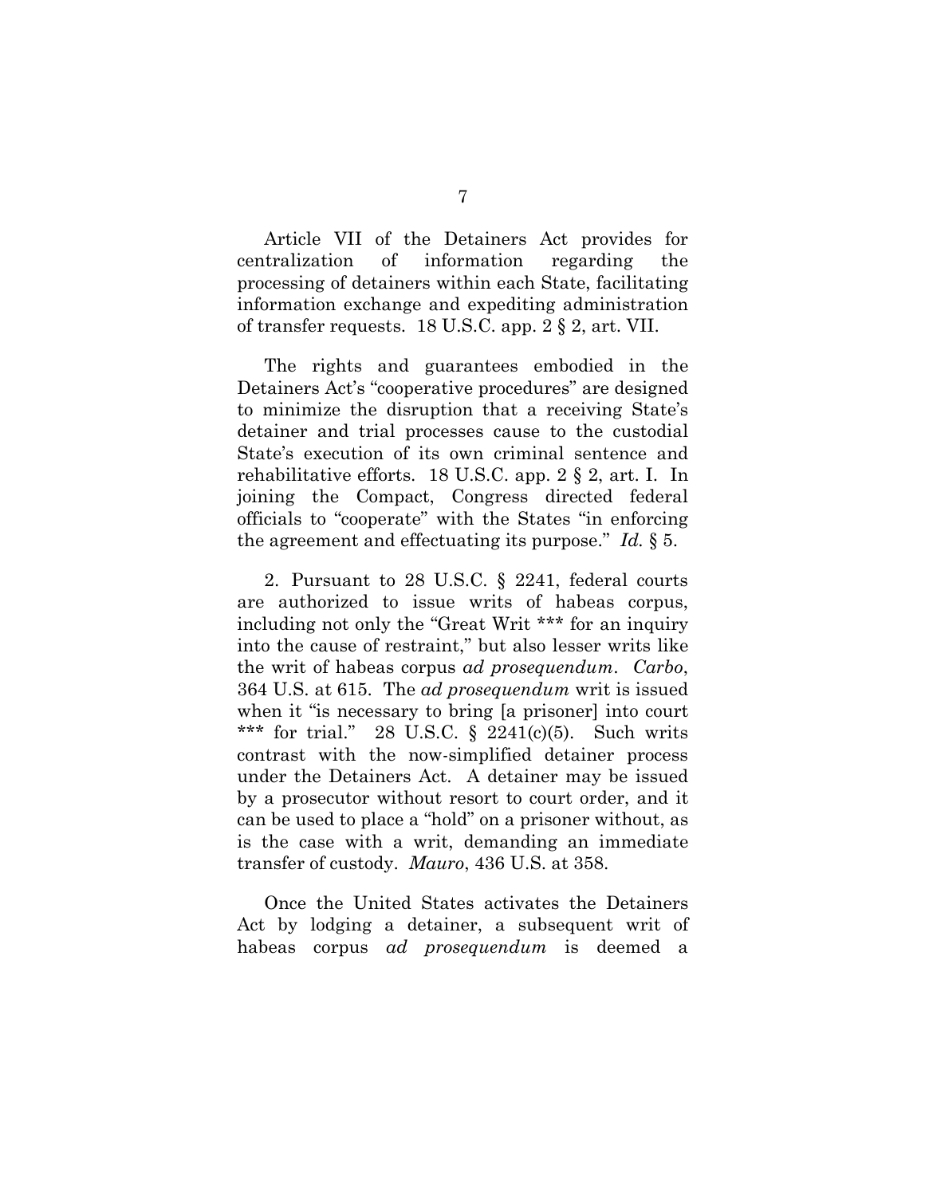Article VII of the Detainers Act provides for centralization of information regarding the processing of detainers within each State, facilitating information exchange and expediting administration of transfer requests. 18 U.S.C. app. 2 § 2, art. VII.

The rights and guarantees embodied in the Detainers Act's "cooperative procedures" are designed to minimize the disruption that a receiving State's detainer and trial processes cause to the custodial State's execution of its own criminal sentence and rehabilitative efforts. 18 U.S.C. app. 2 § 2, art. I. In joining the Compact, Congress directed federal officials to "cooperate" with the States "in enforcing the agreement and effectuating its purpose." *Id.* § 5.

2. Pursuant to 28 U.S.C. § 2241, federal courts are authorized to issue writs of habeas corpus, including not only the "Great Writ *** for an inquiry into the cause of restraint," but also lesser writs like the writ of habeas corpus *ad prosequendum*. *Carbo*, 364 U.S. at 615. The *ad prosequendum* writ is issued when it "is necessary to bring [a prisoner] into court *** for trial." 28 U.S.C. § 2241(c)(5). Such writs contrast with the now-simplified detainer process under the Detainers Act. A detainer may be issued by a prosecutor without resort to court order, and it can be used to place a "hold" on a prisoner without, as is the case with a writ, demanding an immediate transfer of custody. *Mauro*, 436 U.S. at 358.

Once the United States activates the Detainers Act by lodging a detainer, a subsequent writ of habeas corpus *ad prosequendum* is deemed a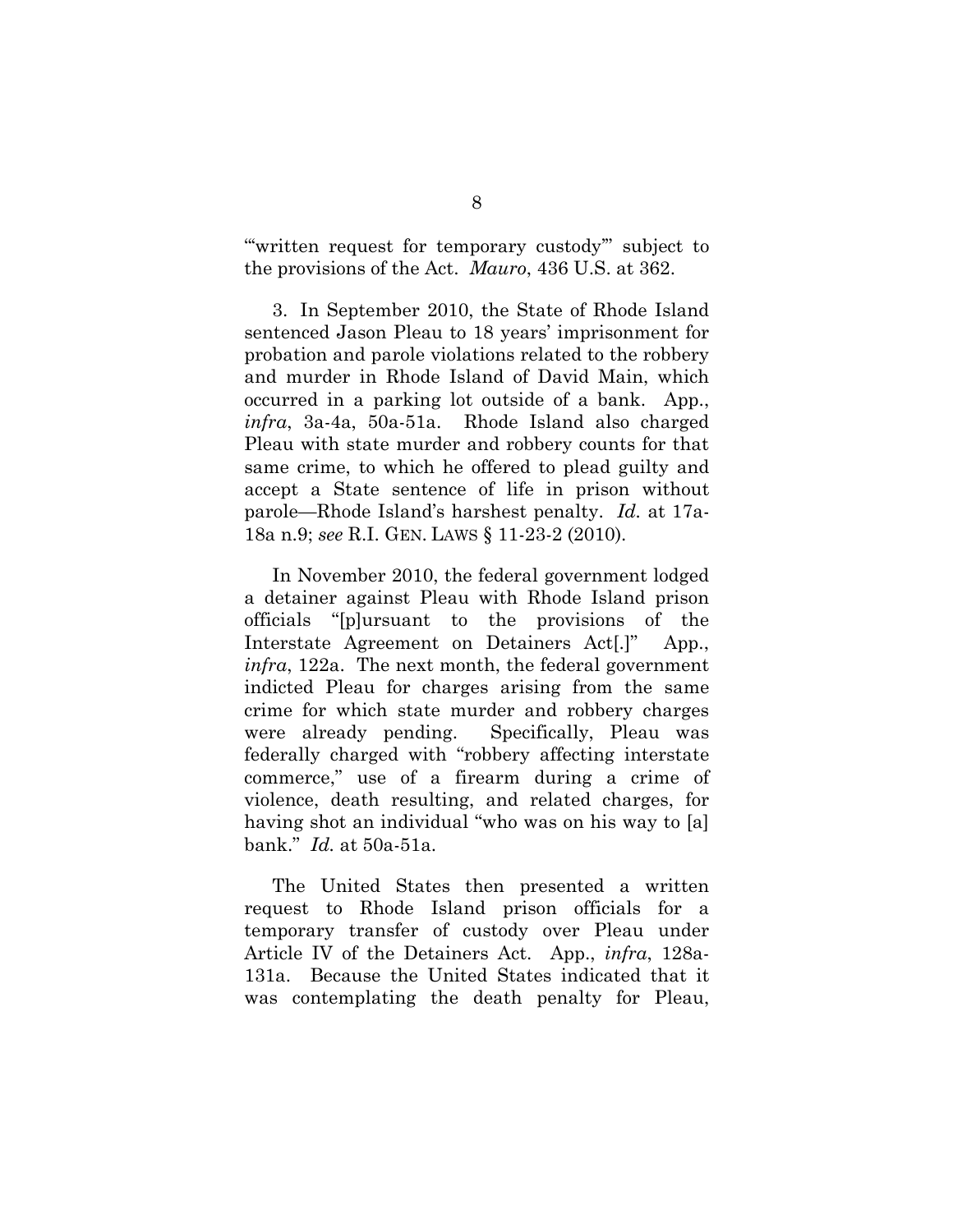"'written request for temporary custody'" subject to the provisions of the Act. *Mauro*, 436 U.S. at 362.

3. In September 2010, the State of Rhode Island sentenced Jason Pleau to 18 years' imprisonment for probation and parole violations related to the robbery and murder in Rhode Island of David Main, which occurred in a parking lot outside of a bank. App., *infra*, 3a-4a, 50a-51a. Rhode Island also charged Pleau with state murder and robbery counts for that same crime, to which he offered to plead guilty and accept a State sentence of life in prison without parole—Rhode Island's harshest penalty. *Id.* at 17a-18a n.9; *see* R.I. GEN. LAWS § 11-23-2 (2010).

In November 2010, the federal government lodged a detainer against Pleau with Rhode Island prison officials "[p]ursuant to the provisions of the Interstate Agreement on Detainers Act[.]" App., *infra*, 122a. The next month, the federal government indicted Pleau for charges arising from the same crime for which state murder and robbery charges were already pending. Specifically, Pleau was federally charged with "robbery affecting interstate commerce," use of a firearm during a crime of violence, death resulting, and related charges, for having shot an individual "who was on his way to [a] bank." *Id.* at 50a-51a.

The United States then presented a written request to Rhode Island prison officials for a temporary transfer of custody over Pleau under Article IV of the Detainers Act. App., *infra*, 128a-131a. Because the United States indicated that it was contemplating the death penalty for Pleau,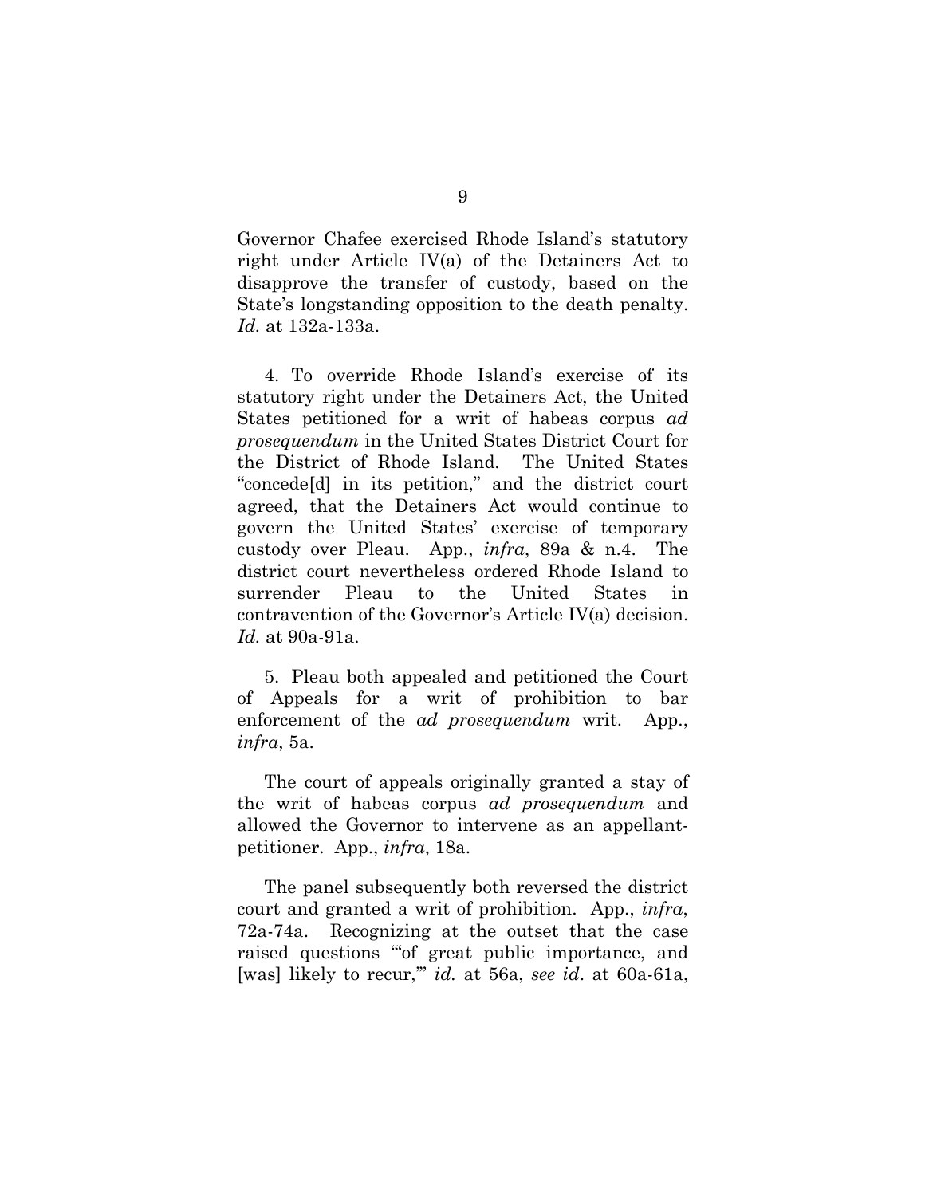Governor Chafee exercised Rhode Island's statutory right under Article IV(a) of the Detainers Act to disapprove the transfer of custody, based on the State's longstanding opposition to the death penalty. *Id.* at 132a-133a.

4. To override Rhode Island's exercise of its statutory right under the Detainers Act, the United States petitioned for a writ of habeas corpus *ad prosequendum* in the United States District Court for the District of Rhode Island. The United States "concede[d] in its petition," and the district court agreed, that the Detainers Act would continue to govern the United States' exercise of temporary custody over Pleau. App., *infra*, 89a & n.4. The district court nevertheless ordered Rhode Island to surrender Pleau to the United States in contravention of the Governor's Article IV(a) decision. *Id.* at 90a-91a.

5. Pleau both appealed and petitioned the Court of Appeals for a writ of prohibition to bar enforcement of the *ad prosequendum* writ. App., *infra*, 5a.

The court of appeals originally granted a stay of the writ of habeas corpus *ad prosequendum* and allowed the Governor to intervene as an appellant-petitioner. App., *infra*, 18a.

The panel subsequently both reversed the district court and granted a writ of prohibition. App., *infra*, 72a-74a. Recognizing at the outset that the case raised questions "'of great public importance, and [was] likely to recur,'" *id.* at 56a, *see id*. at 60a-61a,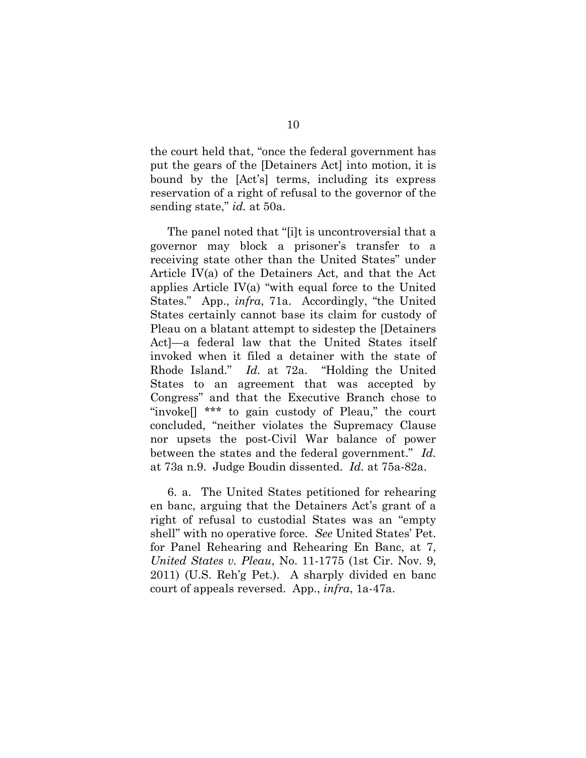the court held that, "once the federal government has put the gears of the [Detainers Act] into motion, it is bound by the [Act's] terms, including its express reservation of a right of refusal to the governor of the sending state," *id.* at 50a.

The panel noted that "[i]t is uncontroversial that a governor may block a prisoner's transfer to a receiving state other than the United States" under Article IV(a) of the Detainers Act, and that the Act applies Article IV(a) "with equal force to the United States." App., *infra*, 71a. Accordingly, "the United States certainly cannot base its claim for custody of Pleau on a blatant attempt to sidestep the [Detainers Act]—a federal law that the United States itself invoked when it filed a detainer with the state of Rhode Island." *Id.* at 72a. "Holding the United States to an agreement that was accepted by Congress" and that the Executive Branch chose to "invoke[] *** to gain custody of Pleau," the court concluded, "neither violates the Supremacy Clause nor upsets the post-Civil War balance of power between the states and the federal government." *Id.* at 73a n.9. Judge Boudin dissented. *Id.* at 75a-82a.

6. a. The United States petitioned for rehearing en banc, arguing that the Detainers Act's grant of a right of refusal to custodial States was an "empty shell" with no operative force. *See* United States' Pet. for Panel Rehearing and Rehearing En Banc, at 7, *United States v. Pleau*, No. 11-1775 (1st Cir. Nov. 9, 2011) (U.S. Reh'g Pet.). A sharply divided en banc court of appeals reversed. App., *infra*, 1a-47a.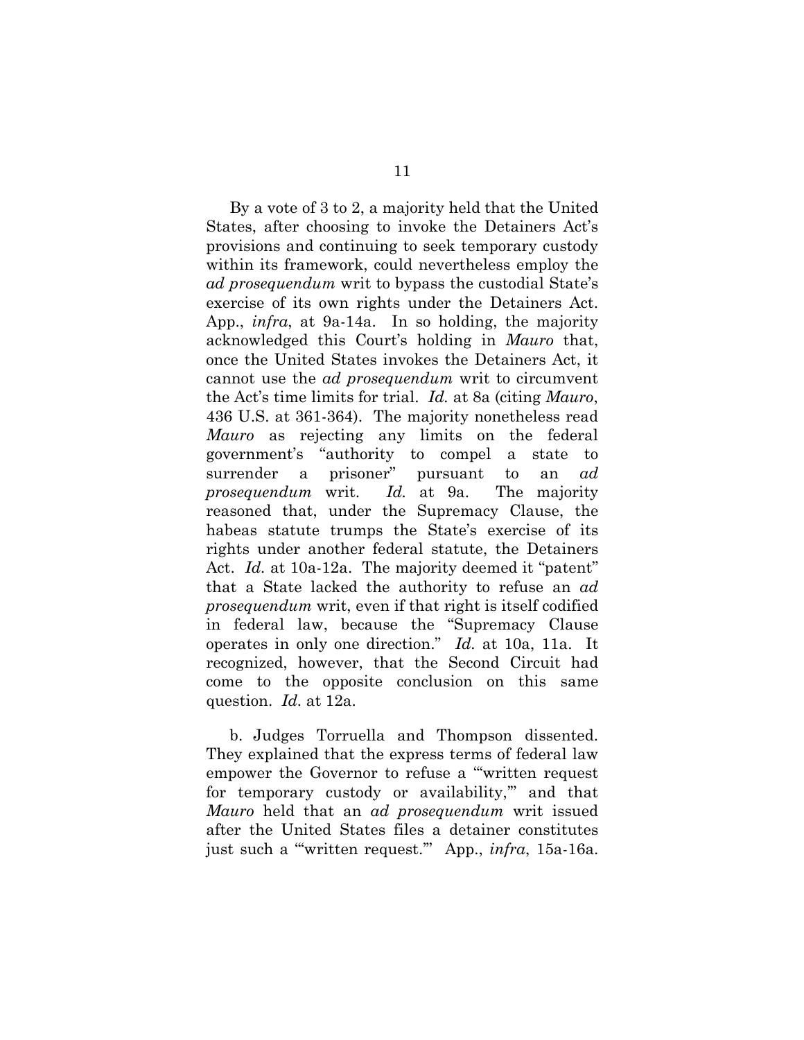By a vote of 3 to 2, a majority held that the United States, after choosing to invoke the Detainers Act's provisions and continuing to seek temporary custody within its framework, could nevertheless employ the *ad prosequendum* writ to bypass the custodial State's exercise of its own rights under the Detainers Act. App., *infra*, at 9a-14a. In so holding, the majority acknowledged this Court's holding in *Mauro* that, once the United States invokes the Detainers Act, it cannot use the *ad prosequendum* writ to circumvent the Act's time limits for trial. *Id.* at 8a (citing *Mauro*, 436 U.S. at 361-364). The majority nonetheless read *Mauro* as rejecting any limits on the federal government's "authority to compel a state to surrender a prisoner" pursuant to an *ad prosequendum* writ. *Id.* at 9a. The majority reasoned that, under the Supremacy Clause, the habeas statute trumps the State's exercise of its rights under another federal statute, the Detainers Act. *Id.* at 10a-12a. The majority deemed it "patent" that a State lacked the authority to refuse an *ad prosequendum* writ, even if that right is itself codified in federal law, because the "Supremacy Clause operates in only one direction." *Id.* at 10a, 11a. It recognized, however, that the Second Circuit had come to the opposite conclusion on this same question. *Id.* at 12a.

b. Judges Torruella and Thompson dissented. They explained that the express terms of federal law empower the Governor to refuse a "'written request for temporary custody or availability,'" and that *Mauro* held that an *ad prosequendum* writ issued after the United States files a detainer constitutes just such a "'written request.'" App., *infra*, 15a-16a.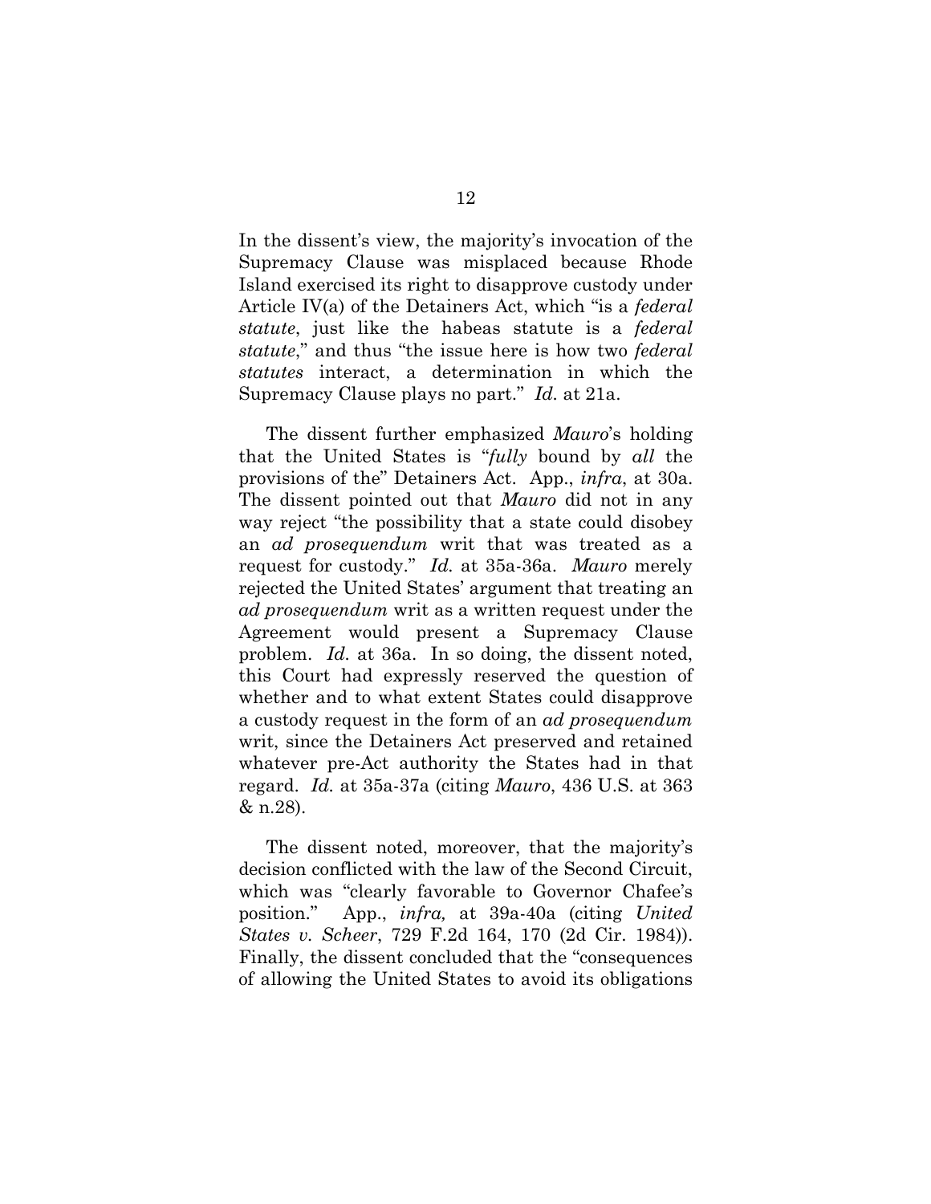In the dissent's view, the majority's invocation of the Supremacy Clause was misplaced because Rhode Island exercised its right to disapprove custody under Article IV(a) of the Detainers Act, which "is a *federal statute*, just like the habeas statute is a *federal statute*," and thus "the issue here is how two *federal statutes* interact, a determination in which the Supremacy Clause plays no part." *Id.* at 21a.

The dissent further emphasized *Mauro*'s holding that the United States is "*fully* bound by *all* the provisions of the" Detainers Act. App., *infra*, at 30a. The dissent pointed out that *Mauro* did not in any way reject "the possibility that a state could disobey an *ad prosequendum* writ that was treated as a request for custody." *Id.* at 35a-36a. *Mauro* merely rejected the United States' argument that treating an *ad prosequendum* writ as a written request under the Agreement would present a Supremacy Clause problem. *Id.* at 36a. In so doing, the dissent noted, this Court had expressly reserved the question of whether and to what extent States could disapprove a custody request in the form of an *ad prosequendum* writ, since the Detainers Act preserved and retained whatever pre-Act authority the States had in that regard. *Id.* at 35a-37a (citing *Mauro*, 436 U.S. at 363 & n.28).

The dissent noted, moreover, that the majority's decision conflicted with the law of the Second Circuit, which was "clearly favorable to Governor Chafee's position." App., *infra,* at 39a-40a (citing *United States v. Scheer*, 729 F.2d 164, 170 (2d Cir. 1984)). Finally, the dissent concluded that the "consequences of allowing the United States to avoid its obligations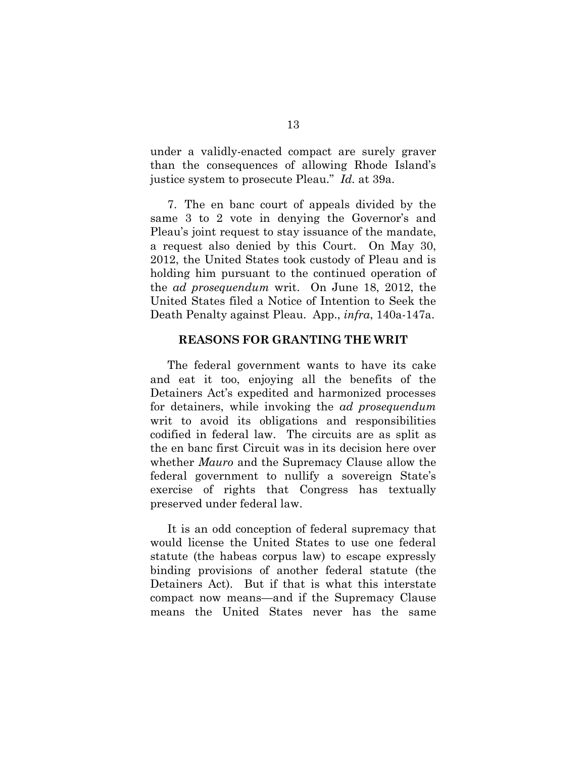under a validly-enacted compact are surely graver than the consequences of allowing Rhode Island's justice system to prosecute Pleau." *Id.* at 39a.

7. The en banc court of appeals divided by the same 3 to 2 vote in denying the Governor's and Pleau's joint request to stay issuance of the mandate, a request also denied by this Court. On May 30, 2012, the United States took custody of Pleau and is holding him pursuant to the continued operation of the *ad prosequendum* writ. On June 18, 2012, the United States filed a Notice of Intention to Seek the Death Penalty against Pleau. App., *infra*, 140a-147a.

## REASONS FOR GRANTING THE WRIT

The federal government wants to have its cake and eat it too, enjoying all the benefits of the Detainers Act's expedited and harmonized processes for detainers, while invoking the *ad prosequendum* writ to avoid its obligations and responsibilities codified in federal law. The circuits are as split as the en banc first Circuit was in its decision here over whether *Mauro* and the Supremacy Clause allow the federal government to nullify a sovereign State's exercise of rights that Congress has textually preserved under federal law.

It is an odd conception of federal supremacy that would license the United States to use one federal statute (the habeas corpus law) to escape expressly binding provisions of another federal statute (the Detainers Act). But if that is what this interstate compact now means—and if the Supremacy Clause means the United States never has the same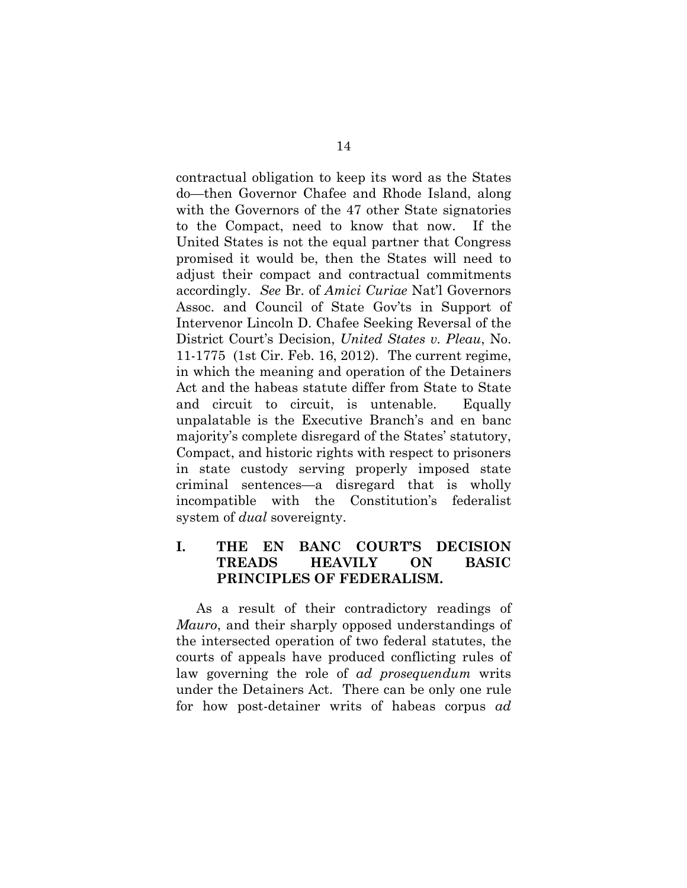contractual obligation to keep its word as the States do—then Governor Chafee and Rhode Island, along with the Governors of the 47 other State signatories to the Compact, need to know that now. If the United States is not the equal partner that Congress promised it would be, then the States will need to adjust their compact and contractual commitments accordingly. *See* Br. of *Amici Curiae* Nat'l Governors Assoc. and Council of State Gov'ts in Support of Intervenor Lincoln D. Chafee Seeking Reversal of the District Court's Decision, *United States v. Pleau*, No. 11-1775 (1st Cir. Feb. 16, 2012). The current regime, in which the meaning and operation of the Detainers Act and the habeas statute differ from State to State and circuit to circuit, is untenable. Equally unpalatable is the Executive Branch's and en banc majority's complete disregard of the States' statutory, Compact, and historic rights with respect to prisoners in state custody serving properly imposed state criminal sentences—a disregard that is wholly incompatible with the Constitution's federalist system of *dual* sovereignty.

## I. THE EN BANC COURT'S DECISION TREADS HEAVILY ON BASIC PRINCIPLES OF FEDERALISM.

As a result of their contradictory readings of *Mauro*, and their sharply opposed understandings of the intersected operation of two federal statutes, the courts of appeals have produced conflicting rules of law governing the role of *ad prosequendum* writs under the Detainers Act. There can be only one rule for how post-detainer writs of habeas corpus *ad*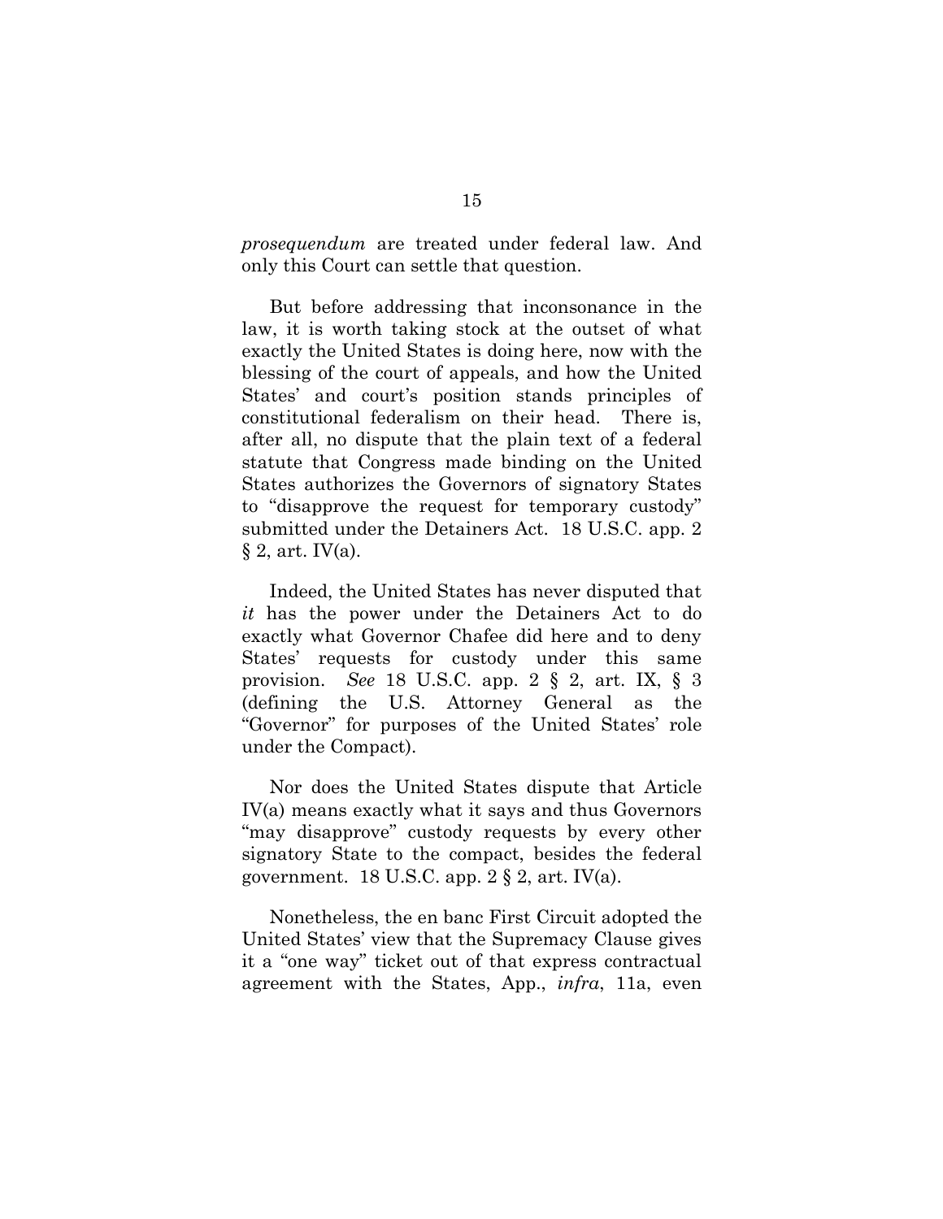*prosequendum* are treated under federal law. And only this Court can settle that question.

But before addressing that inconsonance in the law, it is worth taking stock at the outset of what exactly the United States is doing here, now with the blessing of the court of appeals, and how the United States' and court's position stands principles of constitutional federalism on their head. There is, after all, no dispute that the plain text of a federal statute that Congress made binding on the United States authorizes the Governors of signatory States to "disapprove the request for temporary custody" submitted under the Detainers Act. 18 U.S.C. app. 2 § 2, art. IV(a).

Indeed, the United States has never disputed that *it* has the power under the Detainers Act to do exactly what Governor Chafee did here and to deny States' requests for custody under this same provision. *See* 18 U.S.C. app. 2 § 2, art. IX, § 3 (defining the U.S. Attorney General as the "Governor" for purposes of the United States' role under the Compact).

Nor does the United States dispute that Article IV(a) means exactly what it says and thus Governors "may disapprove" custody requests by every other signatory State to the compact, besides the federal government. 18 U.S.C. app. 2 § 2, art. IV(a).

Nonetheless, the en banc First Circuit adopted the United States' view that the Supremacy Clause gives it a "one way" ticket out of that express contractual agreement with the States, App., *infra*, 11a, even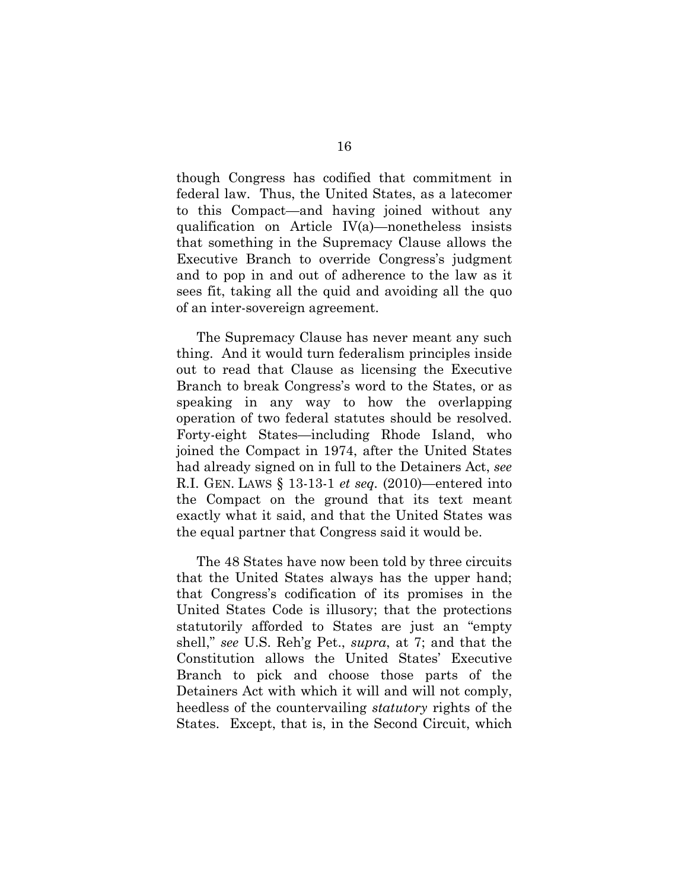though Congress has codified that commitment in federal law. Thus, the United States, as a latecomer to this Compact—and having joined without any qualification on Article IV(a)—nonetheless insists that something in the Supremacy Clause allows the Executive Branch to override Congress's judgment and to pop in and out of adherence to the law as it sees fit, taking all the quid and avoiding all the quo of an inter-sovereign agreement.

The Supremacy Clause has never meant any such thing. And it would turn federalism principles inside out to read that Clause as licensing the Executive Branch to break Congress's word to the States, or as speaking in any way to how the overlapping operation of two federal statutes should be resolved. Forty-eight States—including Rhode Island, who joined the Compact in 1974, after the United States had already signed on in full to the Detainers Act, *see* R.I. GEN. LAWS § 13-13-1 *et seq*. (2010)—entered into the Compact on the ground that its text meant exactly what it said, and that the United States was the equal partner that Congress said it would be.

The 48 States have now been told by three circuits that the United States always has the upper hand; that Congress's codification of its promises in the United States Code is illusory; that the protections statutorily afforded to States are just an "empty shell," *see* U.S. Reh'g Pet., *supra*, at 7; and that the Constitution allows the United States' Executive Branch to pick and choose those parts of the Detainers Act with which it will and will not comply, heedless of the countervailing *statutory* rights of the States. Except, that is, in the Second Circuit, which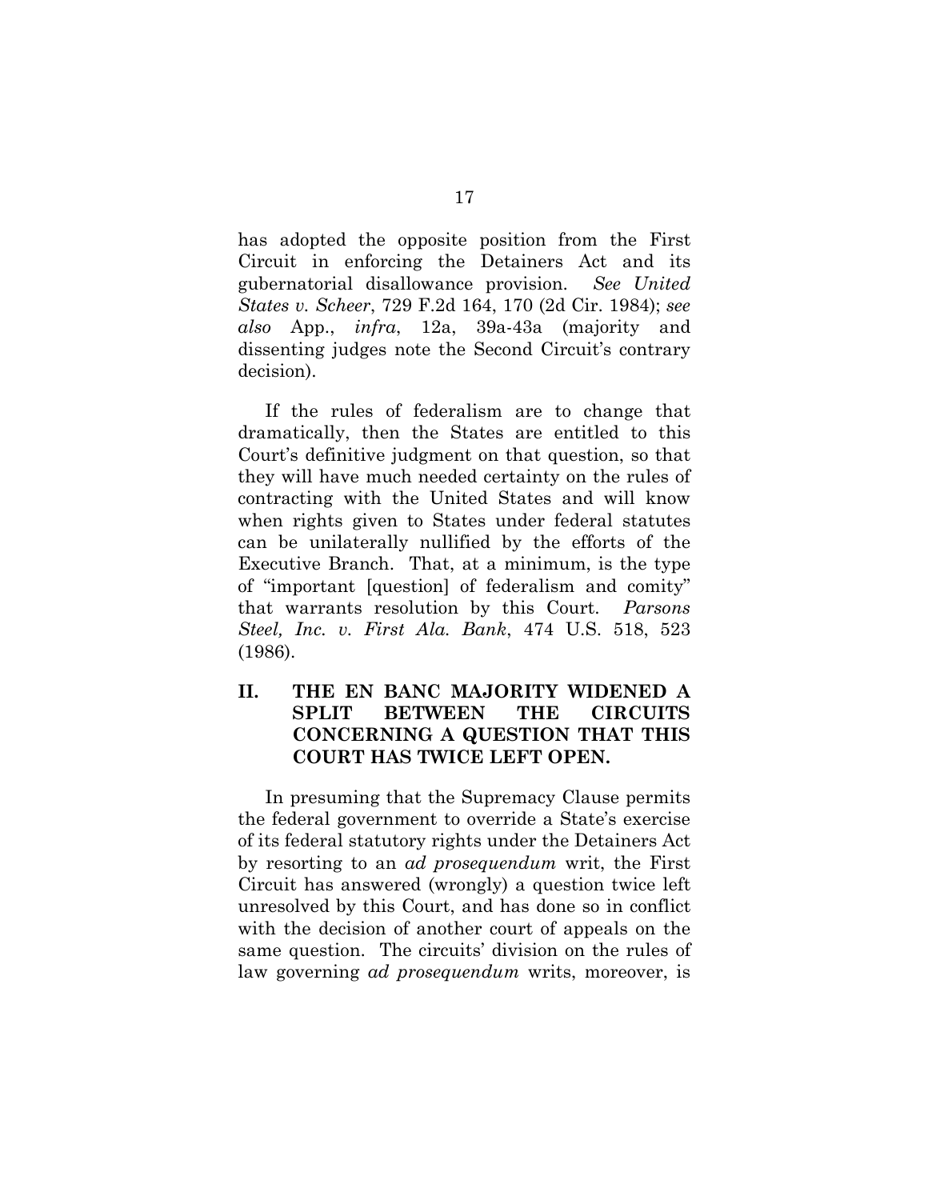has adopted the opposite position from the First Circuit in enforcing the Detainers Act and its gubernatorial disallowance provision. *See United States v. Scheer*, 729 F.2d 164, 170 (2d Cir. 1984); *see also* App., *infra*, 12a, 39a-43a (majority and dissenting judges note the Second Circuit's contrary decision).

If the rules of federalism are to change that dramatically, then the States are entitled to this Court's definitive judgment on that question, so that they will have much needed certainty on the rules of contracting with the United States and will know when rights given to States under federal statutes can be unilaterally nullified by the efforts of the Executive Branch. That, at a minimum, is the type of "important [question] of federalism and comity" that warrants resolution by this Court. *Parsons Steel, Inc. v. First Ala. Bank*, 474 U.S. 518, 523 (1986).

## II. THE EN BANC MAJORITY WIDENED A SPLIT BETWEEN THE CIRCUITS CONCERNING A QUESTION THAT THIS COURT HAS TWICE LEFT OPEN.

In presuming that the Supremacy Clause permits the federal government to override a State's exercise of its federal statutory rights under the Detainers Act by resorting to an *ad prosequendum* writ, the First Circuit has answered (wrongly) a question twice left unresolved by this Court, and has done so in conflict with the decision of another court of appeals on the same question. The circuits' division on the rules of law governing *ad prosequendum* writs, moreover, is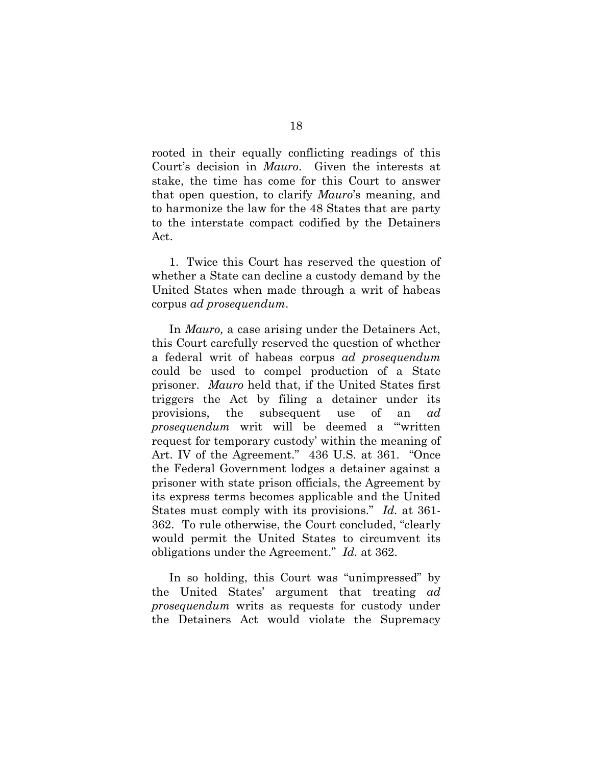rooted in their equally conflicting readings of this Court's decision in *Mauro*. Given the interests at stake, the time has come for this Court to answer that open question, to clarify *Mauro*'s meaning, and to harmonize the law for the 48 States that are party to the interstate compact codified by the Detainers Act.

1. Twice this Court has reserved the question of whether a State can decline a custody demand by the United States when made through a writ of habeas corpus *ad prosequendum*.

In *Mauro,* a case arising under the Detainers Act, this Court carefully reserved the question of whether a federal writ of habeas corpus *ad prosequendum* could be used to compel production of a State prisoner. *Mauro* held that, if the United States first triggers the Act by filing a detainer under its provisions, the subsequent use of an *ad prosequendum* writ will be deemed a "'written request for temporary custody' within the meaning of Art. IV of the Agreement." 436 U.S. at 361. "Once the Federal Government lodges a detainer against a prisoner with state prison officials, the Agreement by its express terms becomes applicable and the United States must comply with its provisions." *Id.* at 361-362. To rule otherwise, the Court concluded, "clearly would permit the United States to circumvent its obligations under the Agreement." *Id.* at 362.

In so holding, this Court was "unimpressed" by the United States' argument that treating *ad prosequendum* writs as requests for custody under the Detainers Act would violate the Supremacy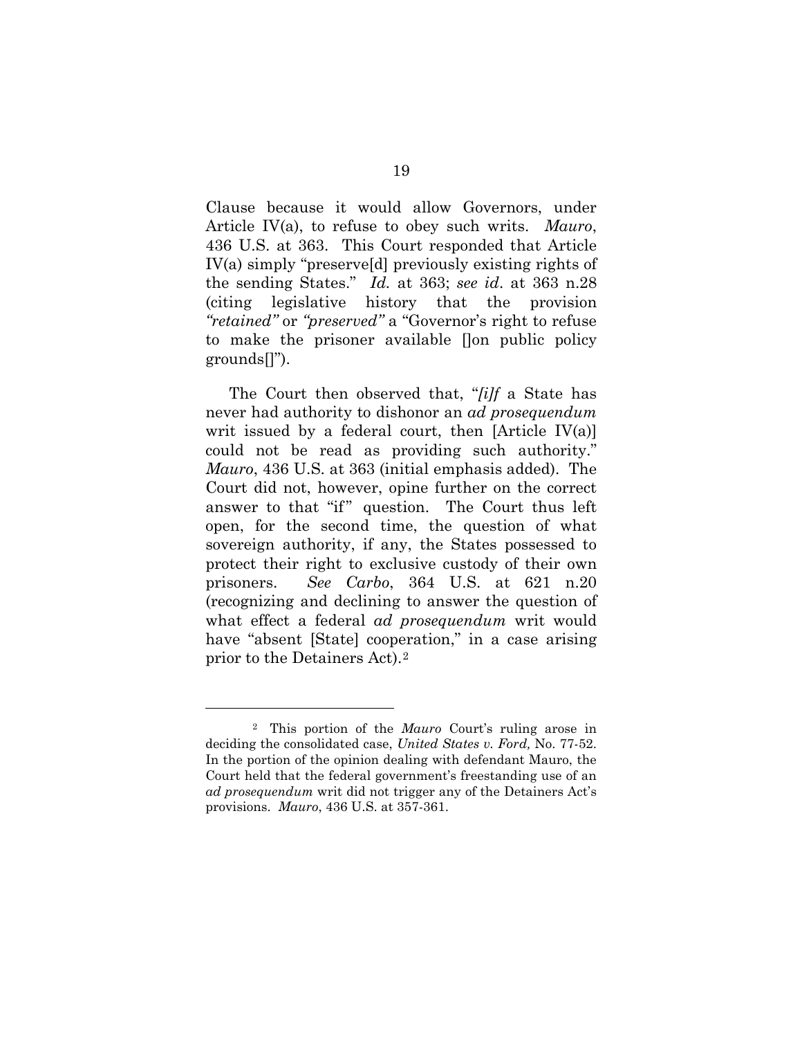Clause because it would allow Governors, under Article IV(a), to refuse to obey such writs. *Mauro*, 436 U.S. at 363. This Court responded that Article IV(a) simply "preserve[d] previously existing rights of the sending States." *Id.* at 363; *see id*. at 363 n.28 (citing legislative history that the provision *"retained"* or *"preserved"* a "Governor's right to refuse to make the prisoner available []on public policy grounds[]").

The Court then observed that, "*[i]f* a State has never had authority to dishonor an *ad prosequendum* writ issued by a federal court, then [Article IV(a)] could not be read as providing such authority." *Mauro*, 436 U.S. at 363 (initial emphasis added). The Court did not, however, opine further on the correct answer to that "if" question. The Court thus left open, for the second time, the question of what sovereign authority, if any, the States possessed to protect their right to exclusive custody of their own prisoners. *See Carbo*, 364 U.S. at 621 n.20 (recognizing and declining to answer the question of what effect a federal *ad prosequendum* writ would have "absent [State] cooperation," in a case arising prior to the Detainers Act).[2]

---

[2] This portion of the *Mauro* Court's ruling arose in deciding the consolidated case, *United States v. Ford,* No. 77-52. In the portion of the opinion dealing with defendant Mauro, the Court held that the federal government's freestanding use of an *ad prosequendum* writ did not trigger any of the Detainers Act's provisions. *Mauro*, 436 U.S. at 357-361.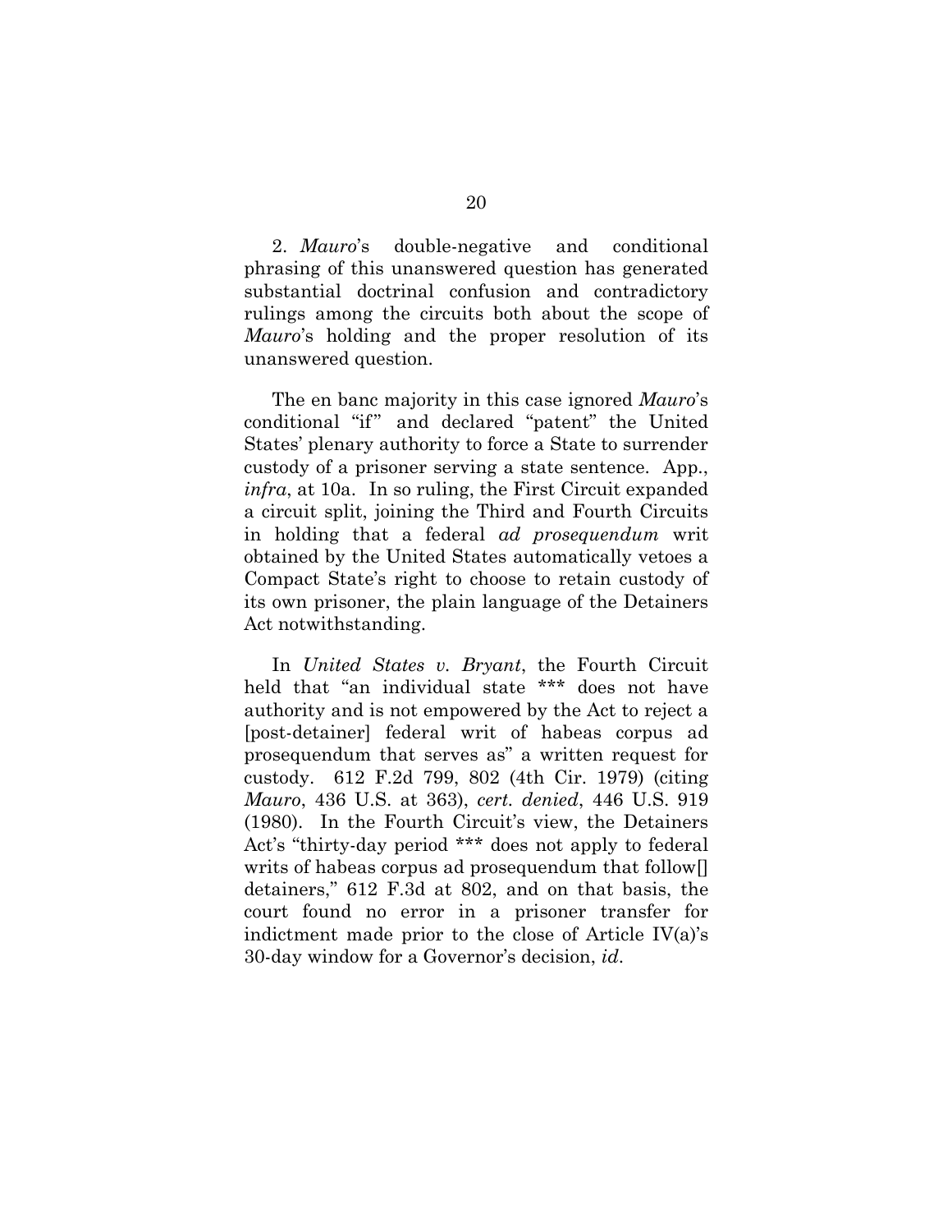2. *Mauro*'s double-negative and conditional phrasing of this unanswered question has generated substantial doctrinal confusion and contradictory rulings among the circuits both about the scope of *Mauro*'s holding and the proper resolution of its unanswered question.

The en banc majority in this case ignored *Mauro*'s conditional "if" and declared "patent" the United States' plenary authority to force a State to surrender custody of a prisoner serving a state sentence. App., *infra*, at 10a. In so ruling, the First Circuit expanded a circuit split, joining the Third and Fourth Circuits in holding that a federal *ad prosequendum* writ obtained by the United States automatically vetoes a Compact State's right to choose to retain custody of its own prisoner, the plain language of the Detainers Act notwithstanding.

In *United States v. Bryant*, the Fourth Circuit held that "an individual state *** does not have authority and is not empowered by the Act to reject a [post-detainer] federal writ of habeas corpus ad prosequendum that serves as" a written request for custody. 612 F.2d 799, 802 (4th Cir. 1979) (citing *Mauro*, 436 U.S. at 363), *cert. denied*, 446 U.S. 919 (1980). In the Fourth Circuit's view, the Detainers Act's "thirty-day period *** does not apply to federal writs of habeas corpus ad prosequendum that follow[] detainers," 612 F.3d at 802, and on that basis, the court found no error in a prisoner transfer for indictment made prior to the close of Article IV(a)'s 30-day window for a Governor's decision, *id*.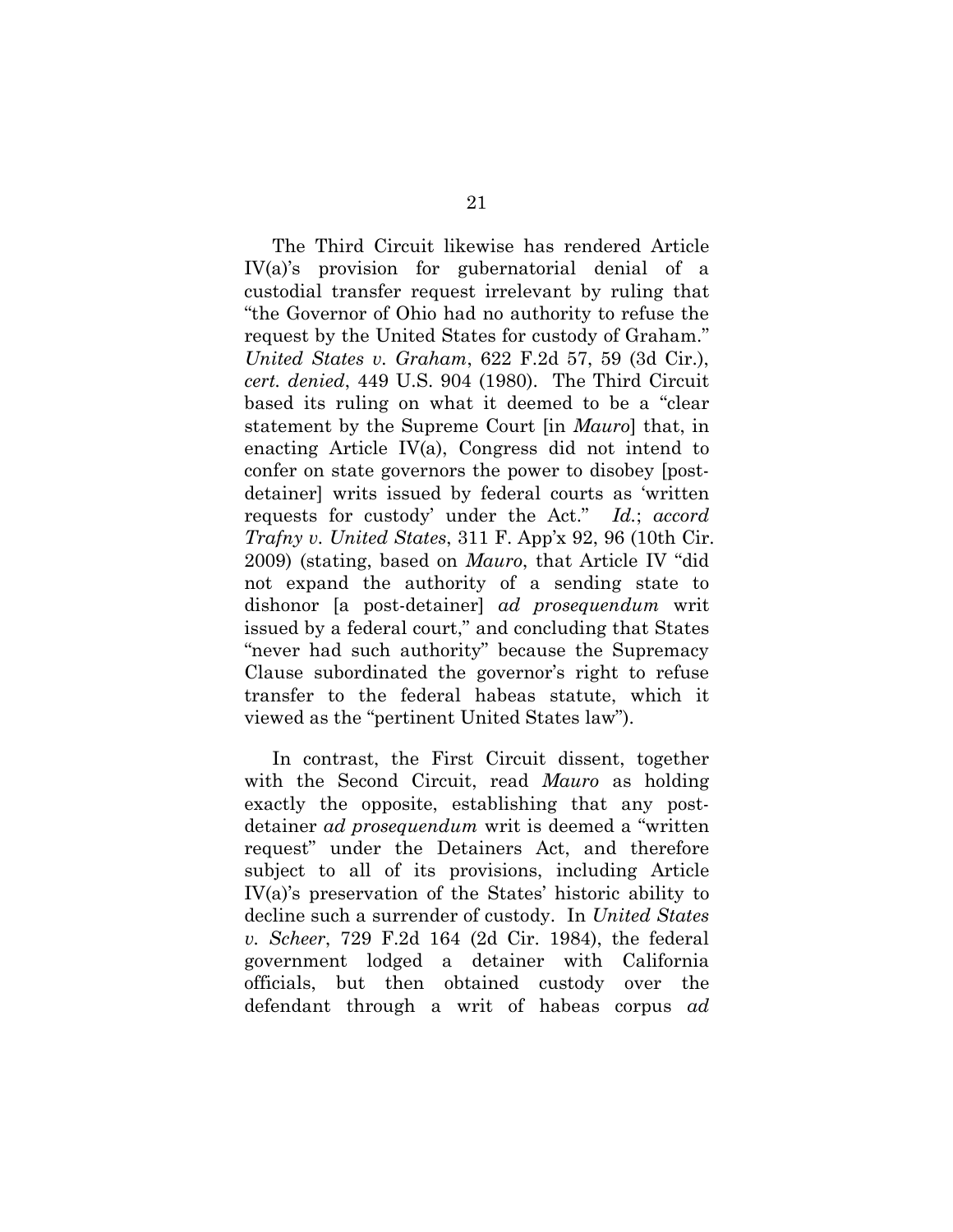The Third Circuit likewise has rendered Article IV(a)'s provision for gubernatorial denial of a custodial transfer request irrelevant by ruling that "the Governor of Ohio had no authority to refuse the request by the United States for custody of Graham." *United States v. Graham*, 622 F.2d 57, 59 (3d Cir.), *cert. denied*, 449 U.S. 904 (1980). The Third Circuit based its ruling on what it deemed to be a "clear statement by the Supreme Court [in *Mauro*] that, in enacting Article IV(a), Congress did not intend to confer on state governors the power to disobey [post-detainer] writs issued by federal courts as 'written requests for custody' under the Act." *Id.*; *accord Trafny v. United States*, 311 F. App'x 92, 96 (10th Cir. 2009) (stating, based on *Mauro*, that Article IV "did not expand the authority of a sending state to dishonor [a post-detainer] *ad prosequendum* writ issued by a federal court," and concluding that States "never had such authority" because the Supremacy Clause subordinated the governor's right to refuse transfer to the federal habeas statute, which it viewed as the "pertinent United States law").

In contrast, the First Circuit dissent, together with the Second Circuit, read *Mauro* as holding exactly the opposite, establishing that any post-detainer *ad prosequendum* writ is deemed a "written request" under the Detainers Act, and therefore subject to all of its provisions, including Article IV(a)'s preservation of the States' historic ability to decline such a surrender of custody. In *United States v. Scheer*, 729 F.2d 164 (2d Cir. 1984), the federal government lodged a detainer with California officials, but then obtained custody over the defendant through a writ of habeas corpus *ad*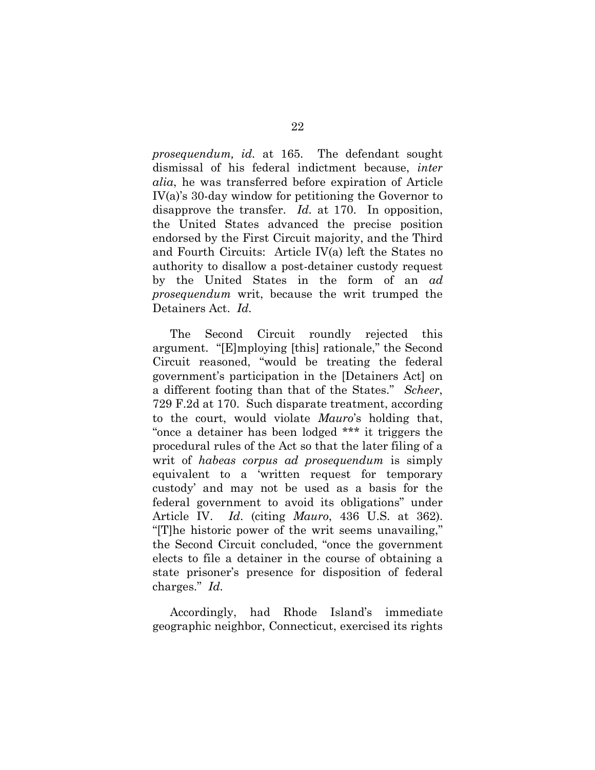*prosequendum, id.* at 165. The defendant sought dismissal of his federal indictment because, *inter alia*, he was transferred before expiration of Article IV(a)'s 30-day window for petitioning the Governor to disapprove the transfer. *Id.* at 170. In opposition, the United States advanced the precise position endorsed by the First Circuit majority, and the Third and Fourth Circuits: Article IV(a) left the States no authority to disallow a post-detainer custody request by the United States in the form of an *ad prosequendum* writ, because the writ trumped the Detainers Act. *Id.*

The Second Circuit roundly rejected this argument. "[E]mploying [this] rationale," the Second Circuit reasoned, "would be treating the federal government's participation in the [Detainers Act] on a different footing than that of the States." *Scheer*, 729 F.2d at 170. Such disparate treatment, according to the court, would violate *Mauro*'s holding that, "once a detainer has been lodged *** it triggers the procedural rules of the Act so that the later filing of a writ of *habeas corpus ad prosequendum* is simply equivalent to a 'written request for temporary custody' and may not be used as a basis for the federal government to avoid its obligations" under Article IV. *Id.* (citing *Mauro*, 436 U.S. at 362). "[T]he historic power of the writ seems unavailing," the Second Circuit concluded, "once the government elects to file a detainer in the course of obtaining a state prisoner's presence for disposition of federal charges." *Id.*

Accordingly, had Rhode Island's immediate geographic neighbor, Connecticut, exercised its rights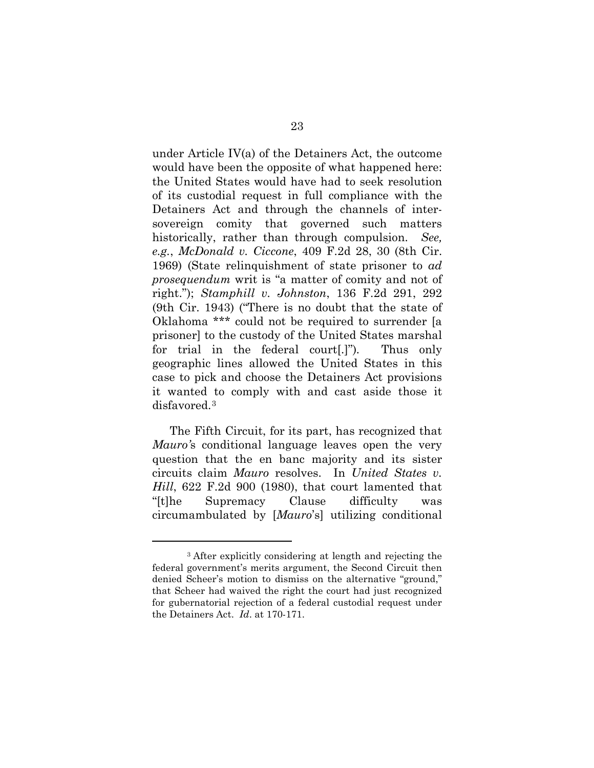under Article IV(a) of the Detainers Act, the outcome would have been the opposite of what happened here: the United States would have had to seek resolution of its custodial request in full compliance with the Detainers Act and through the channels of inter-sovereign comity that governed such matters historically, rather than through compulsion. *See, e.g.*, *McDonald v. Ciccone*, 409 F.2d 28, 30 (8th Cir. 1969) (State relinquishment of state prisoner to *ad prosequendum* writ is "a matter of comity and not of right."); *Stamphill v. Johnston*, 136 F.2d 291, 292 (9th Cir. 1943) ("There is no doubt that the state of Oklahoma *** could not be required to surrender [a prisoner] to the custody of the United States marshal for trial in the federal court[.]"). Thus only geographic lines allowed the United States in this case to pick and choose the Detainers Act provisions it wanted to comply with and cast aside those it disfavored.[3]

The Fifth Circuit, for its part, has recognized that *Mauro*'s conditional language leaves open the very question that the en banc majority and its sister circuits claim *Mauro* resolves. In *United States v. Hill*, 622 F.2d 900 (1980), that court lamented that "[t]he Supremacy Clause difficulty was circumambulated by [*Mauro*'s] utilizing conditional

---

[3] After explicitly considering at length and rejecting the federal government's merits argument, the Second Circuit then denied Scheer's motion to dismiss on the alternative "ground," that Scheer had waived the right the court had just recognized for gubernatorial rejection of a federal custodial request under the Detainers Act. *Id*. at 170-171.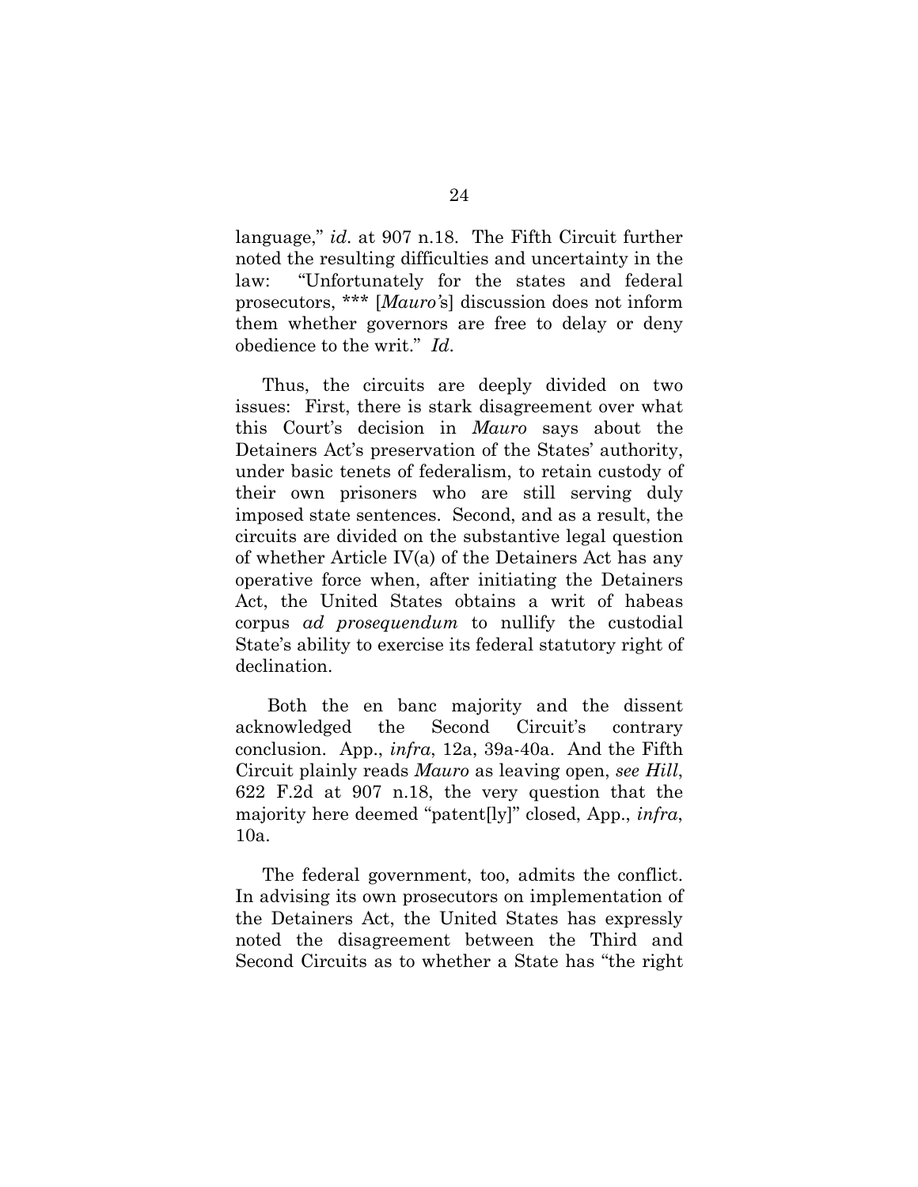language," *id*. at 907 n.18. The Fifth Circuit further noted the resulting difficulties and uncertainty in the law: "Unfortunately for the states and federal prosecutors, *** [*Mauro'*s] discussion does not inform them whether governors are free to delay or deny obedience to the writ." *Id*.

Thus, the circuits are deeply divided on two issues: First, there is stark disagreement over what this Court's decision in *Mauro* says about the Detainers Act's preservation of the States' authority, under basic tenets of federalism, to retain custody of their own prisoners who are still serving duly imposed state sentences. Second, and as a result, the circuits are divided on the substantive legal question of whether Article IV(a) of the Detainers Act has any operative force when, after initiating the Detainers Act, the United States obtains a writ of habeas corpus *ad prosequendum* to nullify the custodial State's ability to exercise its federal statutory right of declination.

Both the en banc majority and the dissent acknowledged the Second Circuit's contrary conclusion. App., *infra*, 12a, 39a-40a. And the Fifth Circuit plainly reads *Mauro* as leaving open, *see Hill*, 622 F.2d at 907 n.18, the very question that the majority here deemed "patent[ly]" closed, App., *infra*, 10a.

The federal government, too, admits the conflict. In advising its own prosecutors on implementation of the Detainers Act, the United States has expressly noted the disagreement between the Third and Second Circuits as to whether a State has "the right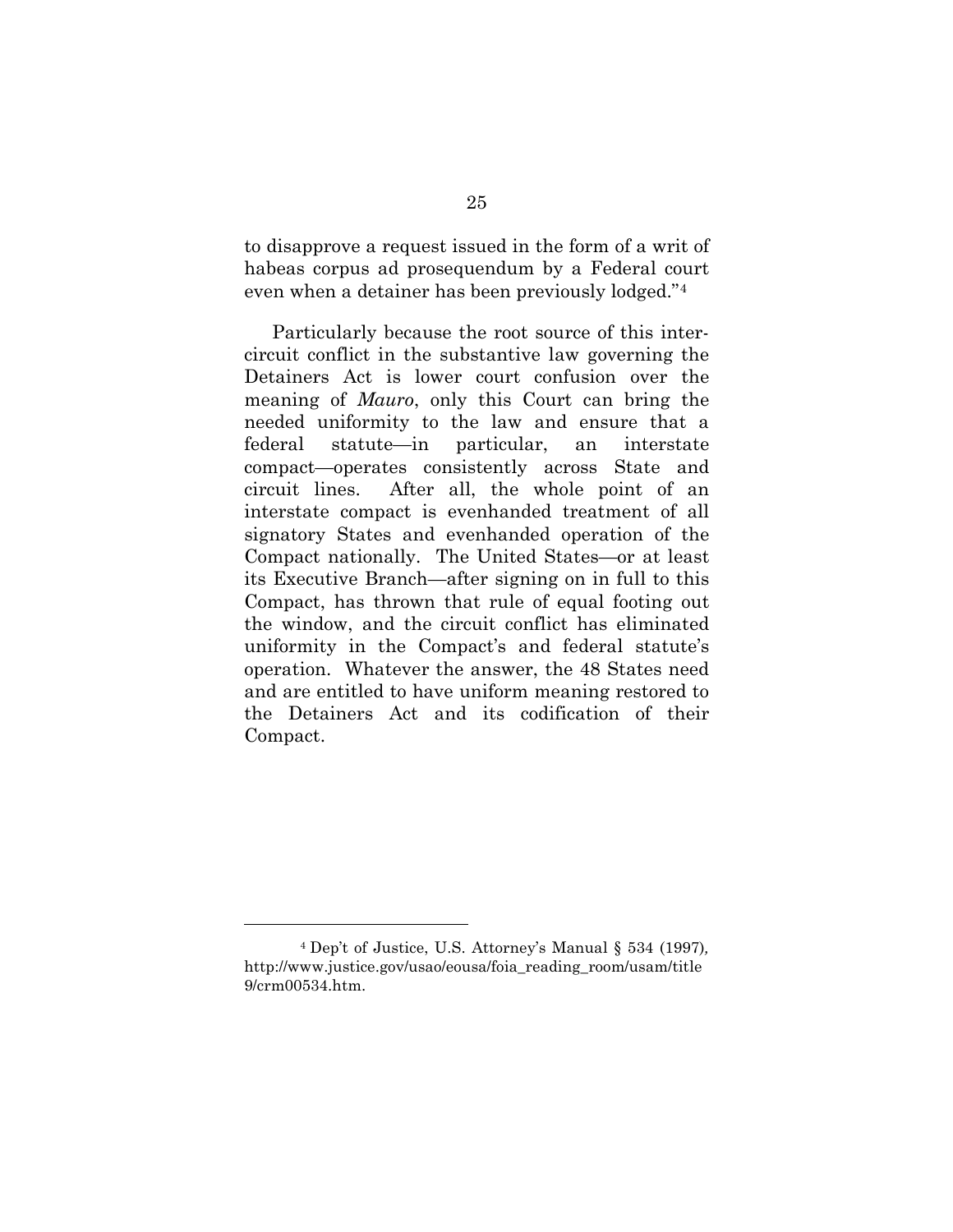to disapprove a request issued in the form of a writ of habeas corpus ad prosequendum by a Federal court even when a detainer has been previously lodged."[4]

Particularly because the root source of this inter-circuit conflict in the substantive law governing the Detainers Act is lower court confusion over the meaning of *Mauro*, only this Court can bring the needed uniformity to the law and ensure that a federal statute—in particular, an interstate compact—operates consistently across State and circuit lines. After all, the whole point of an interstate compact is evenhanded treatment of all signatory States and evenhanded operation of the Compact nationally. The United States—or at least its Executive Branch—after signing on in full to this Compact, has thrown that rule of equal footing out the window, and the circuit conflict has eliminated uniformity in the Compact's and federal statute's operation. Whatever the answer, the 48 States need and are entitled to have uniform meaning restored to the Detainers Act and its codification of their Compact.

---

[4] Dep't of Justice, U.S. Attorney's Manual § 534 (1997), http://www.justice.gov/usao/eousa/foia_reading_room/usam/title9/crm00534.htm.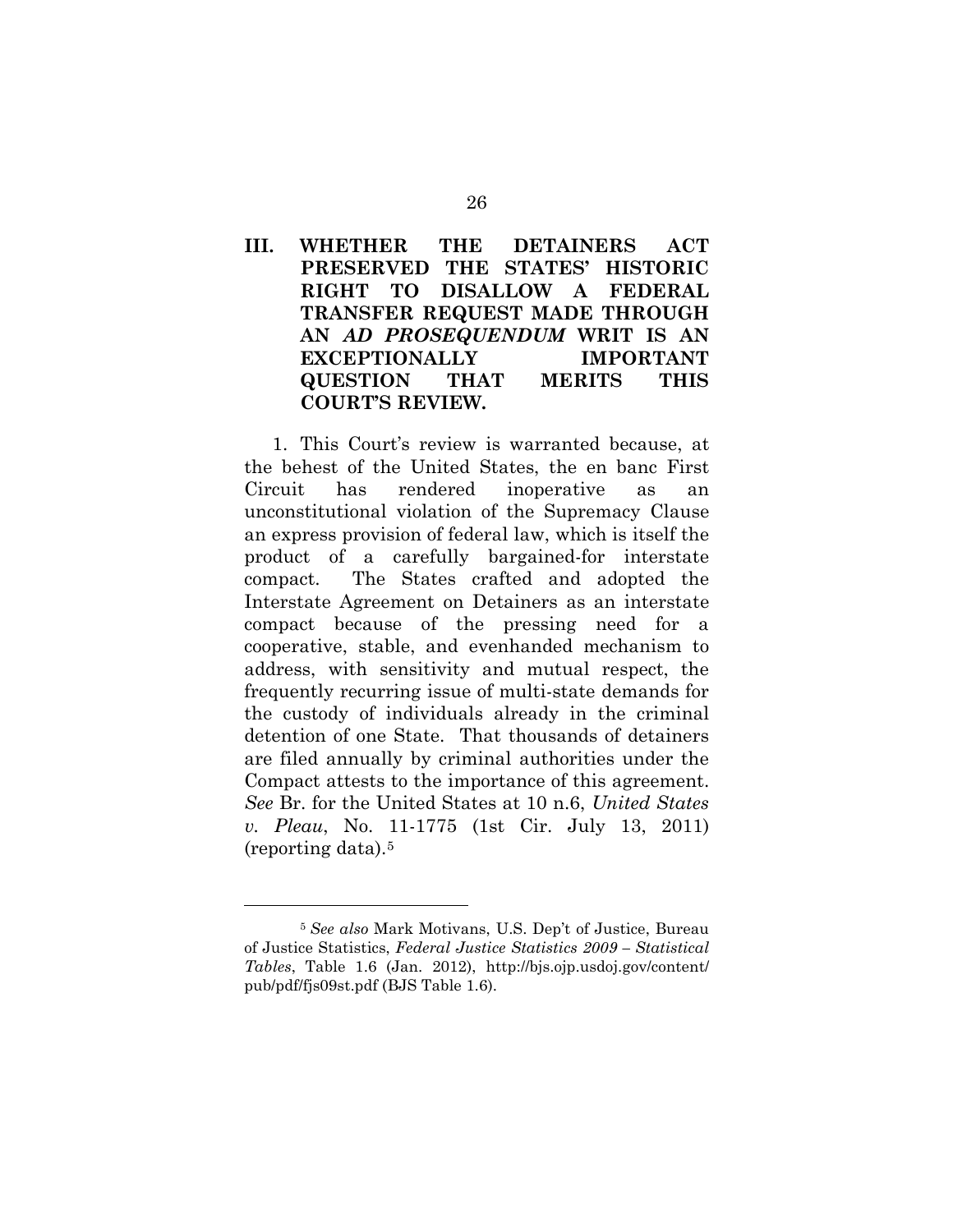## III. WHETHER THE DETAINERS ACT PRESERVED THE STATES' HISTORIC RIGHT TO DISALLOW A FEDERAL TRANSFER REQUEST MADE THROUGH AN *AD PROSEQUENDUM* WRIT IS AN EXCEPTIONALLY IMPORTANT QUESTION THAT MERITS THIS COURT'S REVIEW.

1. This Court's review is warranted because, at the behest of the United States, the en banc First Circuit has rendered inoperative as an unconstitutional violation of the Supremacy Clause an express provision of federal law, which is itself the product of a carefully bargained-for interstate compact. The States crafted and adopted the Interstate Agreement on Detainers as an interstate compact because of the pressing need for a cooperative, stable, and evenhanded mechanism to address, with sensitivity and mutual respect, the frequently recurring issue of multi-state demands for the custody of individuals already in the criminal detention of one State. That thousands of detainers are filed annually by criminal authorities under the Compact attests to the importance of this agreement. *See* Br. for the United States at 10 n.6, *United States v. Pleau*, No. 11-1775 (1st Cir. July 13, 2011) (reporting data).[5]

---

[5] *See also* Mark Motivans, U.S. Dep't of Justice, Bureau of Justice Statistics, *Federal Justice Statistics 2009 – Statistical Tables*, Table 1.6 (Jan. 2012), http://bjs.ojp.usdoj.gov/content/pub/pdf/fjs09st.pdf (BJS Table 1.6).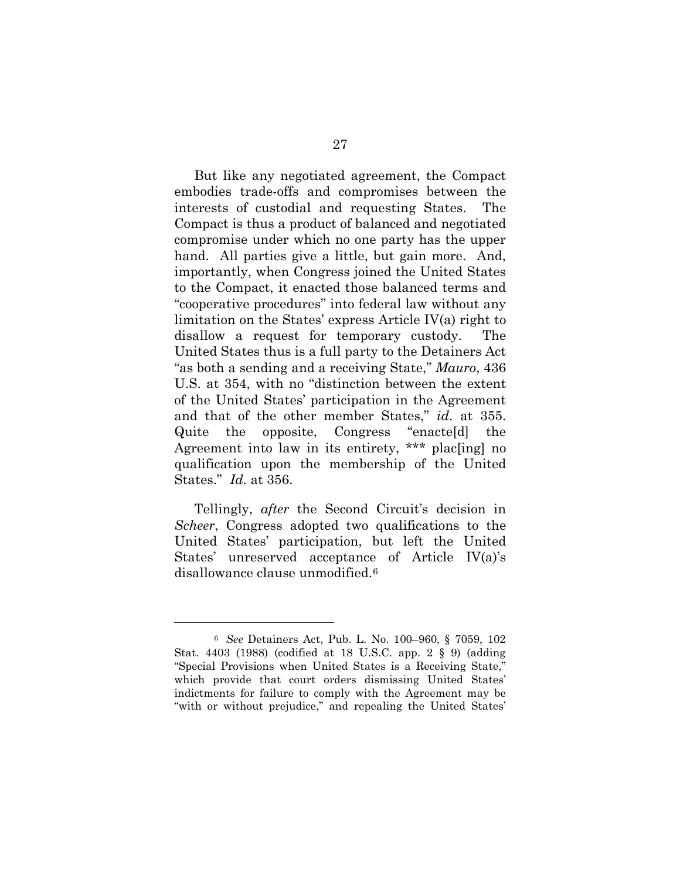But like any negotiated agreement, the Compact embodies trade-offs and compromises between the interests of custodial and requesting States. The Compact is thus a product of balanced and negotiated compromise under which no one party has the upper hand. All parties give a little, but gain more. And, importantly, when Congress joined the United States to the Compact, it enacted those balanced terms and "cooperative procedures" into federal law without any limitation on the States' express Article IV(a) right to disallow a request for temporary custody. The United States thus is a full party to the Detainers Act "as both a sending and a receiving State," *Mauro*, 436 U.S. at 354, with no "distinction between the extent of the United States' participation in the Agreement and that of the other member States," *id*. at 355. Quite the opposite, Congress "enacte[d] the Agreement into law in its entirety, *** plac[ing] no qualification upon the membership of the United States." *Id*. at 356.

Tellingly, *after* the Second Circuit's decision in *Scheer*, Congress adopted two qualifications to the United States' participation, but left the United States' unreserved acceptance of Article IV(a)'s disallowance clause unmodified.[6]

---

[6] *See* Detainers Act, Pub. L. No. 100–960, § 7059, 102 Stat. 4403 (1988) (codified at 18 U.S.C. app. 2 § 9) (adding "Special Provisions when United States is a Receiving State," which provide that court orders dismissing United States' indictments for failure to comply with the Agreement may be "with or without prejudice," and repealing the United States'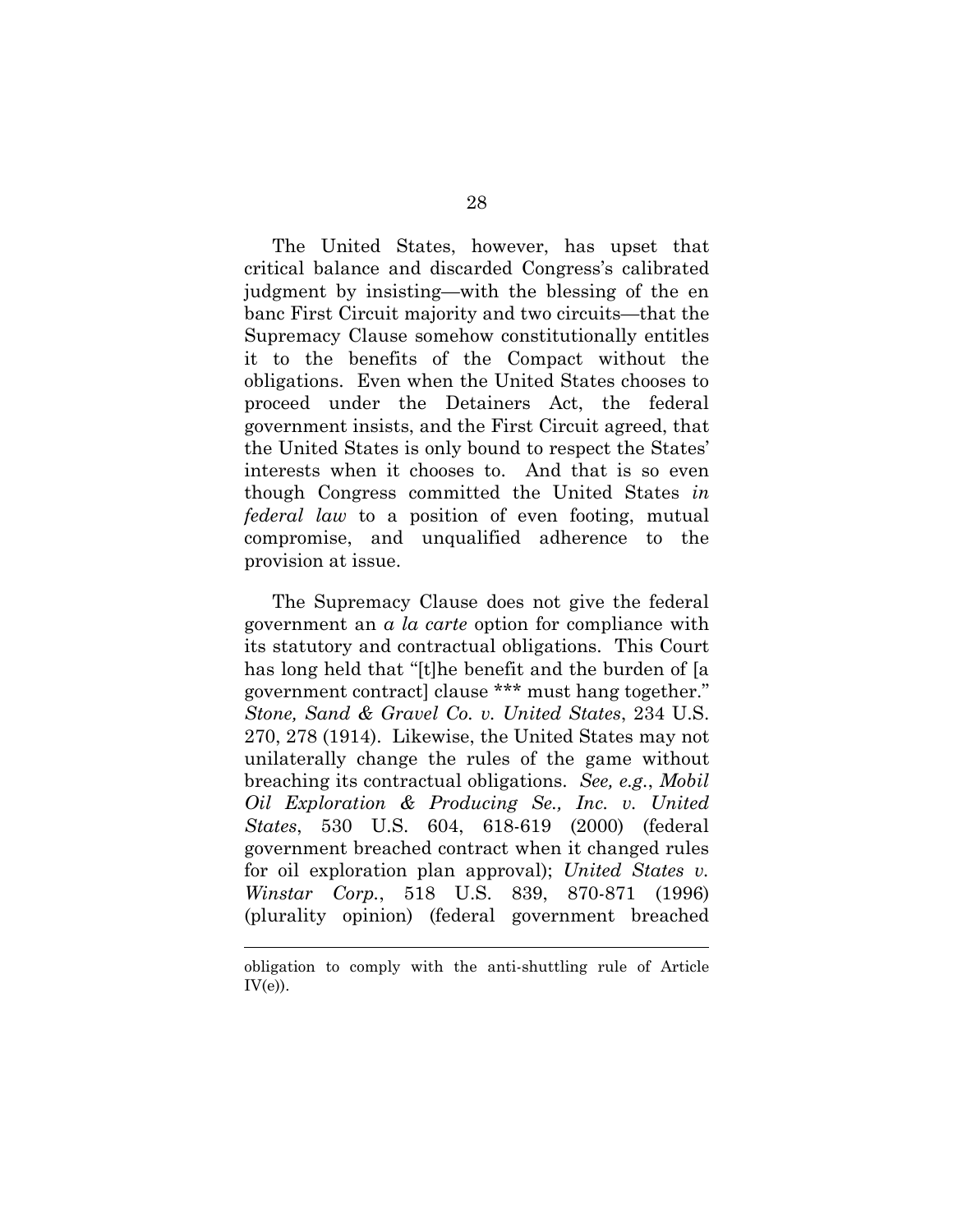The United States, however, has upset that critical balance and discarded Congress's calibrated judgment by insisting—with the blessing of the en banc First Circuit majority and two circuits—that the Supremacy Clause somehow constitutionally entitles it to the benefits of the Compact without the obligations. Even when the United States chooses to proceed under the Detainers Act, the federal government insists, and the First Circuit agreed, that the United States is only bound to respect the States' interests when it chooses to. And that is so even though Congress committed the United States *in federal law* to a position of even footing, mutual compromise, and unqualified adherence to the provision at issue.

The Supremacy Clause does not give the federal government an *a la carte* option for compliance with its statutory and contractual obligations. This Court has long held that "[t]he benefit and the burden of [a government contract] clause *** must hang together." *Stone, Sand & Gravel Co. v. United States*, 234 U.S. 270, 278 (1914). Likewise, the United States may not unilaterally change the rules of the game without breaching its contractual obligations. *See, e.g.*, *Mobil Oil Exploration & Producing Se., Inc. v. United States*, 530 U.S. 604, 618-619 (2000) (federal government breached contract when it changed rules for oil exploration plan approval); *United States v. Winstar Corp.*, 518 U.S. 839, 870-871 (1996) (plurality opinion) (federal government breached

---

obligation to comply with the anti-shuttling rule of Article IV(e)).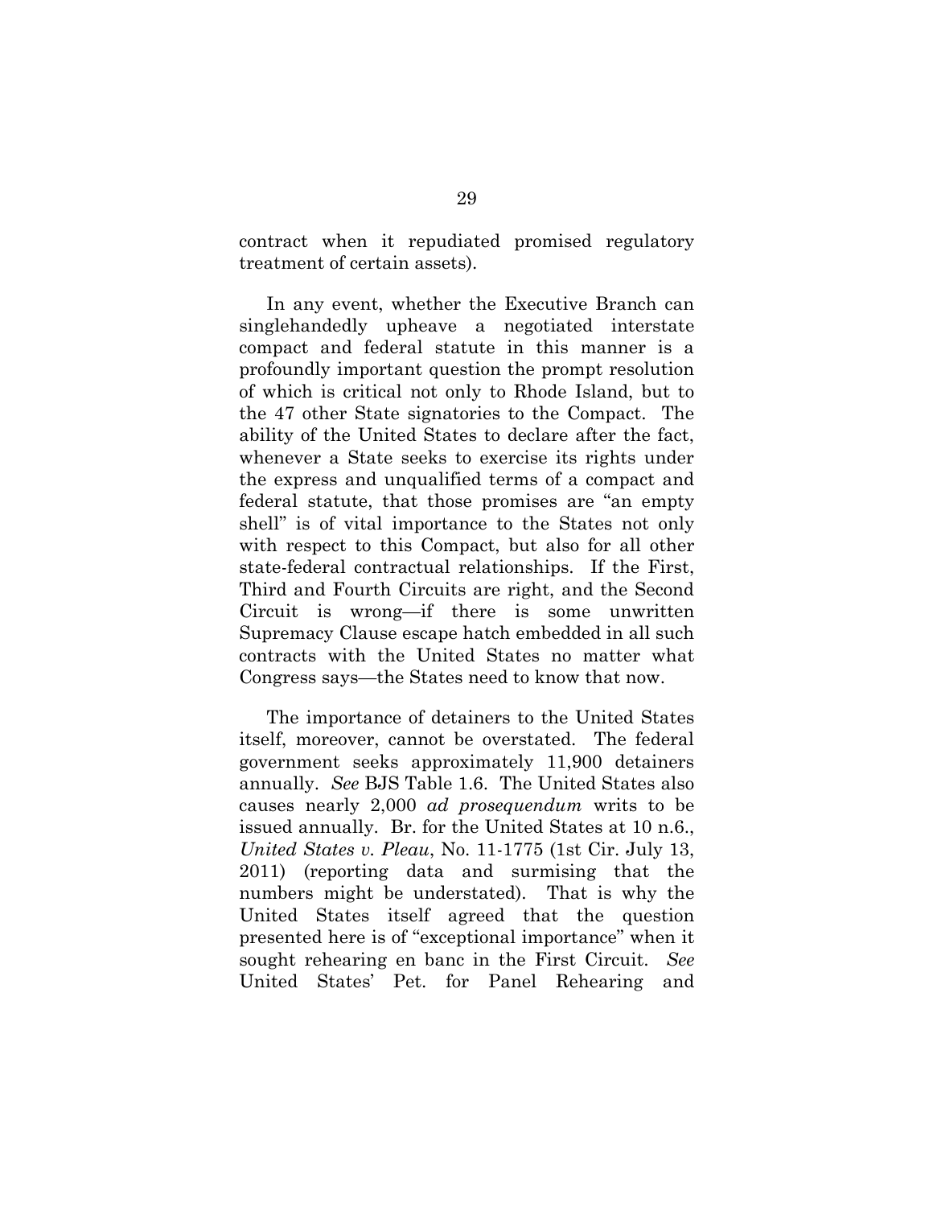contract when it repudiated promised regulatory treatment of certain assets).

In any event, whether the Executive Branch can singlehandedly upheave a negotiated interstate compact and federal statute in this manner is a profoundly important question the prompt resolution of which is critical not only to Rhode Island, but to the 47 other State signatories to the Compact. The ability of the United States to declare after the fact, whenever a State seeks to exercise its rights under the express and unqualified terms of a compact and federal statute, that those promises are "an empty shell" is of vital importance to the States not only with respect to this Compact, but also for all other state-federal contractual relationships. If the First, Third and Fourth Circuits are right, and the Second Circuit is wrong—if there is some unwritten Supremacy Clause escape hatch embedded in all such contracts with the United States no matter what Congress says—the States need to know that now.

The importance of detainers to the United States itself, moreover, cannot be overstated. The federal government seeks approximately 11,900 detainers annually. *See* BJS Table 1.6. The United States also causes nearly 2,000 *ad prosequendum* writs to be issued annually. Br. for the United States at 10 n.6., *United States v. Pleau*, No. 11-1775 (1st Cir. July 13, 2011) (reporting data and surmising that the numbers might be understated). That is why the United States itself agreed that the question presented here is of "exceptional importance" when it sought rehearing en banc in the First Circuit. *See* United States' Pet. for Panel Rehearing and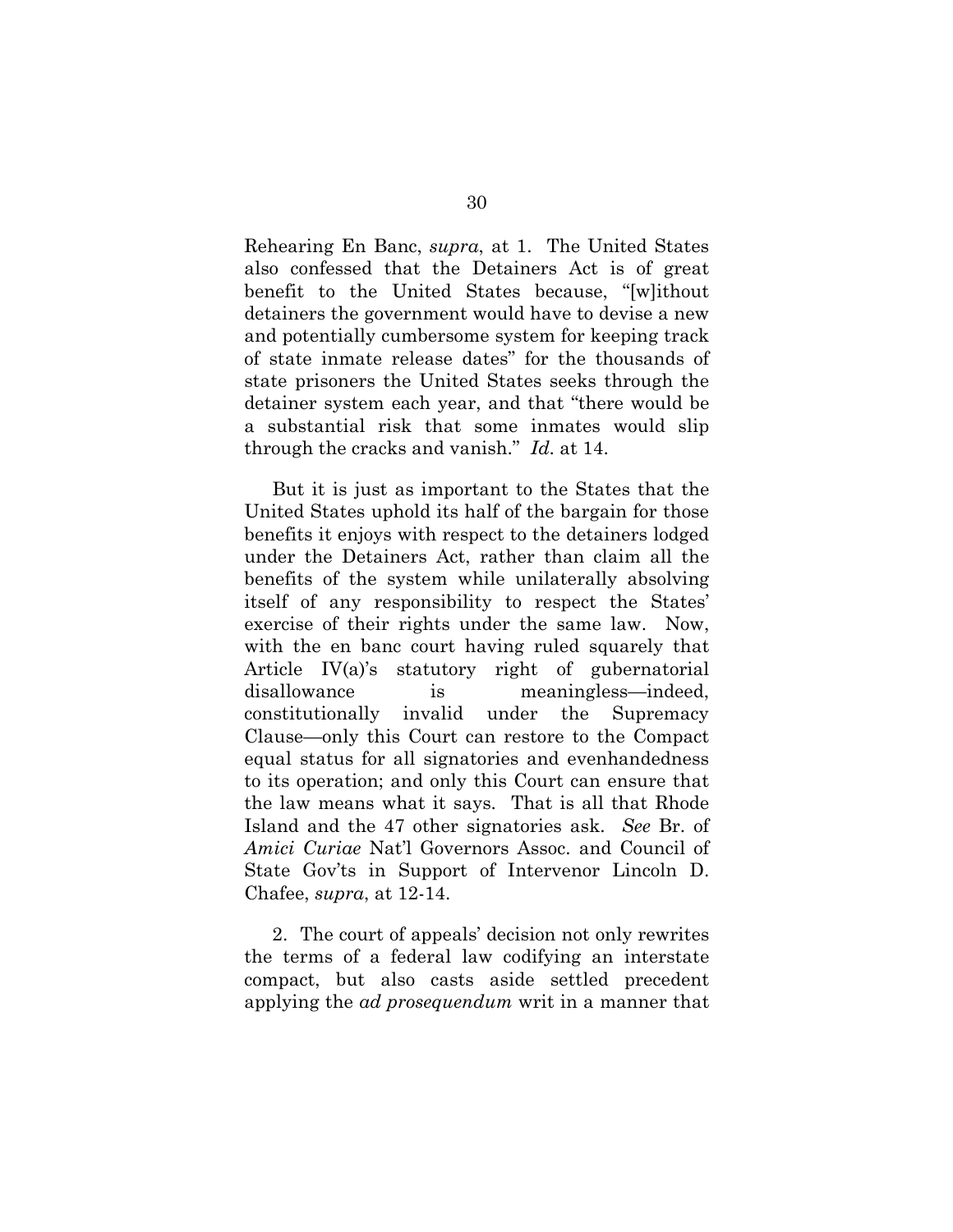Rehearing En Banc, *supra*, at 1. The United States also confessed that the Detainers Act is of great benefit to the United States because, "[w]ithout detainers the government would have to devise a new and potentially cumbersome system for keeping track of state inmate release dates" for the thousands of state prisoners the United States seeks through the detainer system each year, and that "there would be a substantial risk that some inmates would slip through the cracks and vanish." *Id*. at 14.

But it is just as important to the States that the United States uphold its half of the bargain for those benefits it enjoys with respect to the detainers lodged under the Detainers Act, rather than claim all the benefits of the system while unilaterally absolving itself of any responsibility to respect the States' exercise of their rights under the same law. Now, with the en banc court having ruled squarely that Article IV(a)'s statutory right of gubernatorial disallowance is meaningless—indeed, constitutionally invalid under the Supremacy Clause—only this Court can restore to the Compact equal status for all signatories and evenhandedness to its operation; and only this Court can ensure that the law means what it says. That is all that Rhode Island and the 47 other signatories ask. *See* Br. of *Amici Curiae* Nat'l Governors Assoc. and Council of State Gov'ts in Support of Intervenor Lincoln D. Chafee, *supra*, at 12-14.

2. The court of appeals' decision not only rewrites the terms of a federal law codifying an interstate compact, but also casts aside settled precedent applying the *ad prosequendum* writ in a manner that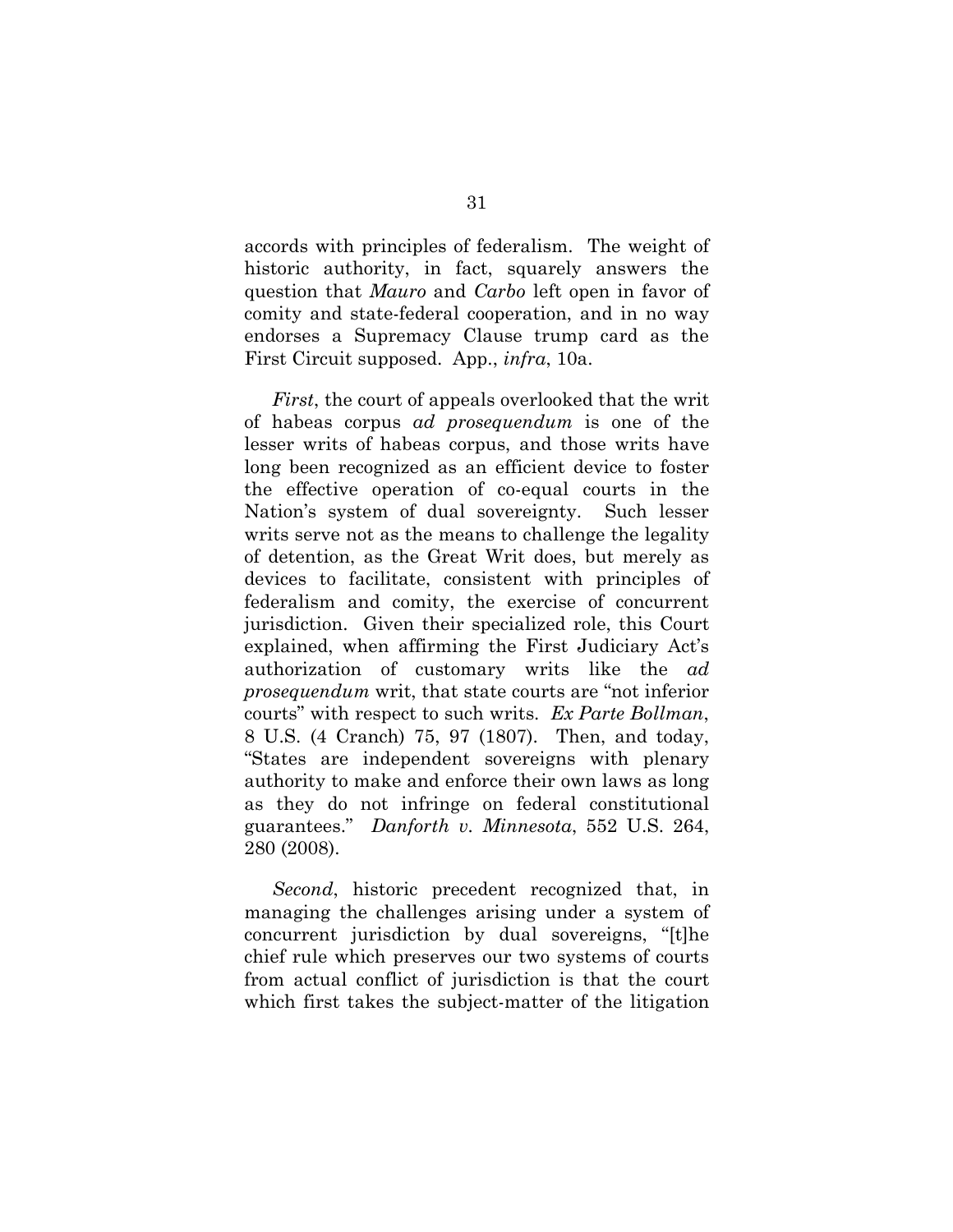accords with principles of federalism. The weight of historic authority, in fact, squarely answers the question that *Mauro* and *Carbo* left open in favor of comity and state-federal cooperation, and in no way endorses a Supremacy Clause trump card as the First Circuit supposed. App., *infra*, 10a.

*First*, the court of appeals overlooked that the writ of habeas corpus *ad prosequendum* is one of the lesser writs of habeas corpus, and those writs have long been recognized as an efficient device to foster the effective operation of co-equal courts in the Nation's system of dual sovereignty. Such lesser writs serve not as the means to challenge the legality of detention, as the Great Writ does, but merely as devices to facilitate, consistent with principles of federalism and comity, the exercise of concurrent jurisdiction. Given their specialized role, this Court explained, when affirming the First Judiciary Act's authorization of customary writs like the *ad prosequendum* writ, that state courts are "not inferior courts" with respect to such writs. *Ex Parte Bollman*, 8 U.S. (4 Cranch) 75, 97 (1807). Then, and today, "States are independent sovereigns with plenary authority to make and enforce their own laws as long as they do not infringe on federal constitutional guarantees." *Danforth v. Minnesota*, 552 U.S. 264, 280 (2008).

*Second*, historic precedent recognized that, in managing the challenges arising under a system of concurrent jurisdiction by dual sovereigns, "[t]he chief rule which preserves our two systems of courts from actual conflict of jurisdiction is that the court which first takes the subject-matter of the litigation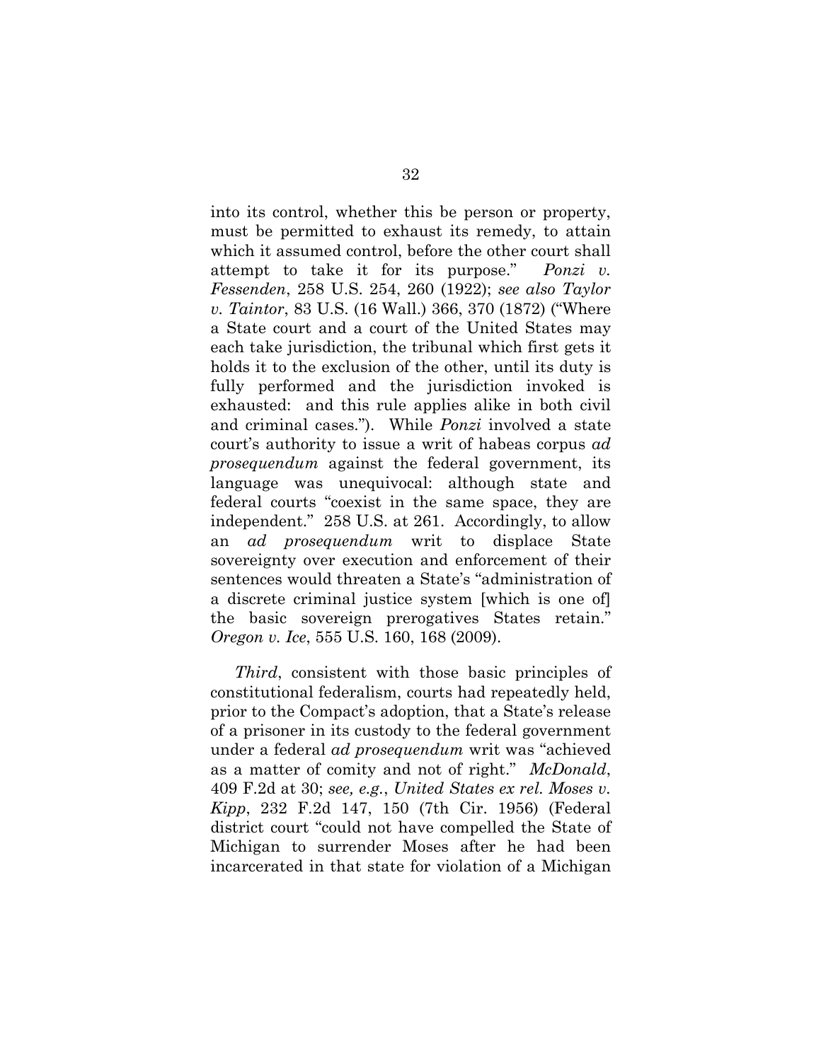into its control, whether this be person or property, must be permitted to exhaust its remedy, to attain which it assumed control, before the other court shall attempt to take it for its purpose." *Ponzi v. Fessenden*, 258 U.S. 254, 260 (1922); *see also Taylor v. Taintor*, 83 U.S. (16 Wall.) 366, 370 (1872) ("Where a State court and a court of the United States may each take jurisdiction, the tribunal which first gets it holds it to the exclusion of the other, until its duty is fully performed and the jurisdiction invoked is exhausted: and this rule applies alike in both civil and criminal cases."). While *Ponzi* involved a state court's authority to issue a writ of habeas corpus *ad prosequendum* against the federal government, its language was unequivocal: although state and federal courts "coexist in the same space, they are independent." 258 U.S. at 261. Accordingly, to allow an *ad prosequendum* writ to displace State sovereignty over execution and enforcement of their sentences would threaten a State's "administration of a discrete criminal justice system [which is one of] the basic sovereign prerogatives States retain." *Oregon v. Ice*, 555 U.S. 160, 168 (2009).

*Third*, consistent with those basic principles of constitutional federalism, courts had repeatedly held, prior to the Compact's adoption, that a State's release of a prisoner in its custody to the federal government under a federal *ad prosequendum* writ was "achieved as a matter of comity and not of right." *McDonald*, 409 F.2d at 30; *see, e.g.*, *United States ex rel. Moses v. Kipp*, 232 F.2d 147, 150 (7th Cir. 1956) (Federal district court "could not have compelled the State of Michigan to surrender Moses after he had been incarcerated in that state for violation of a Michigan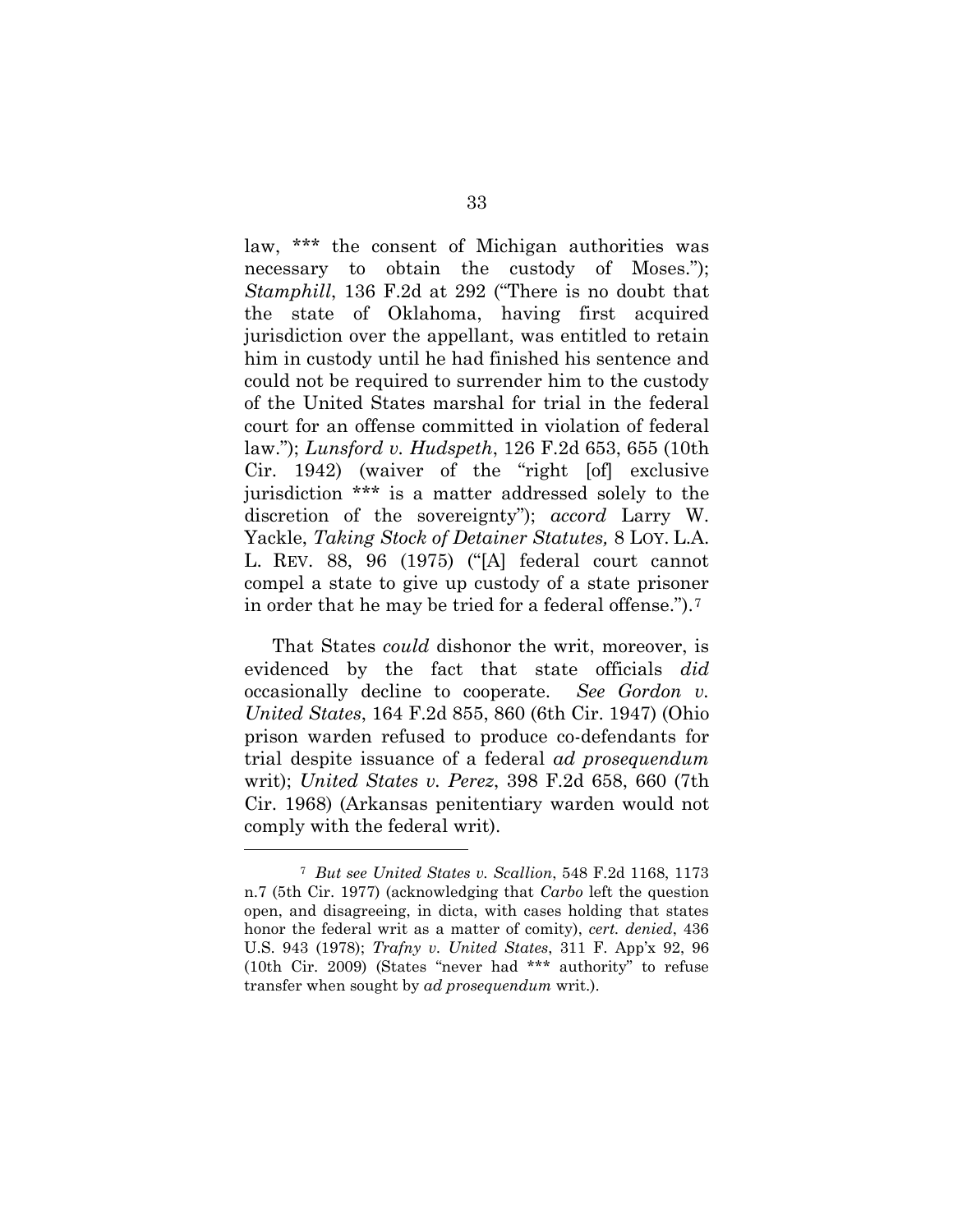law, *** the consent of Michigan authorities was necessary to obtain the custody of Moses."); *Stamphill*, 136 F.2d at 292 ("There is no doubt that the state of Oklahoma, having first acquired jurisdiction over the appellant, was entitled to retain him in custody until he had finished his sentence and could not be required to surrender him to the custody of the United States marshal for trial in the federal court for an offense committed in violation of federal law."); *Lunsford v. Hudspeth*, 126 F.2d 653, 655 (10th Cir. 1942) (waiver of the "right [of] exclusive jurisdiction *** is a matter addressed solely to the discretion of the sovereignty"); *accord* Larry W. Yackle, *Taking Stock of Detainer Statutes,* 8 LOY. L.A. L. REV. 88, 96 (1975) ("[A] federal court cannot compel a state to give up custody of a state prisoner in order that he may be tried for a federal offense.").[7]

That States *could* dishonor the writ, moreover, is evidenced by the fact that state officials *did* occasionally decline to cooperate. *See Gordon v. United States*, 164 F.2d 855, 860 (6th Cir. 1947) (Ohio prison warden refused to produce co-defendants for trial despite issuance of a federal *ad prosequendum* writ); *United States v. Perez*, 398 F.2d 658, 660 (7th Cir. 1968) (Arkansas penitentiary warden would not comply with the federal writ).

---

[7] *But see United States v. Scallion*, 548 F.2d 1168, 1173 n.7 (5th Cir. 1977) (acknowledging that *Carbo* left the question open, and disagreeing, in dicta, with cases holding that states honor the federal writ as a matter of comity), *cert. denied*, 436 U.S. 943 (1978); *Trafny v. United States*, 311 F. App'x 92, 96 (10th Cir. 2009) (States "never had *** authority" to refuse transfer when sought by *ad prosequendum* writ.).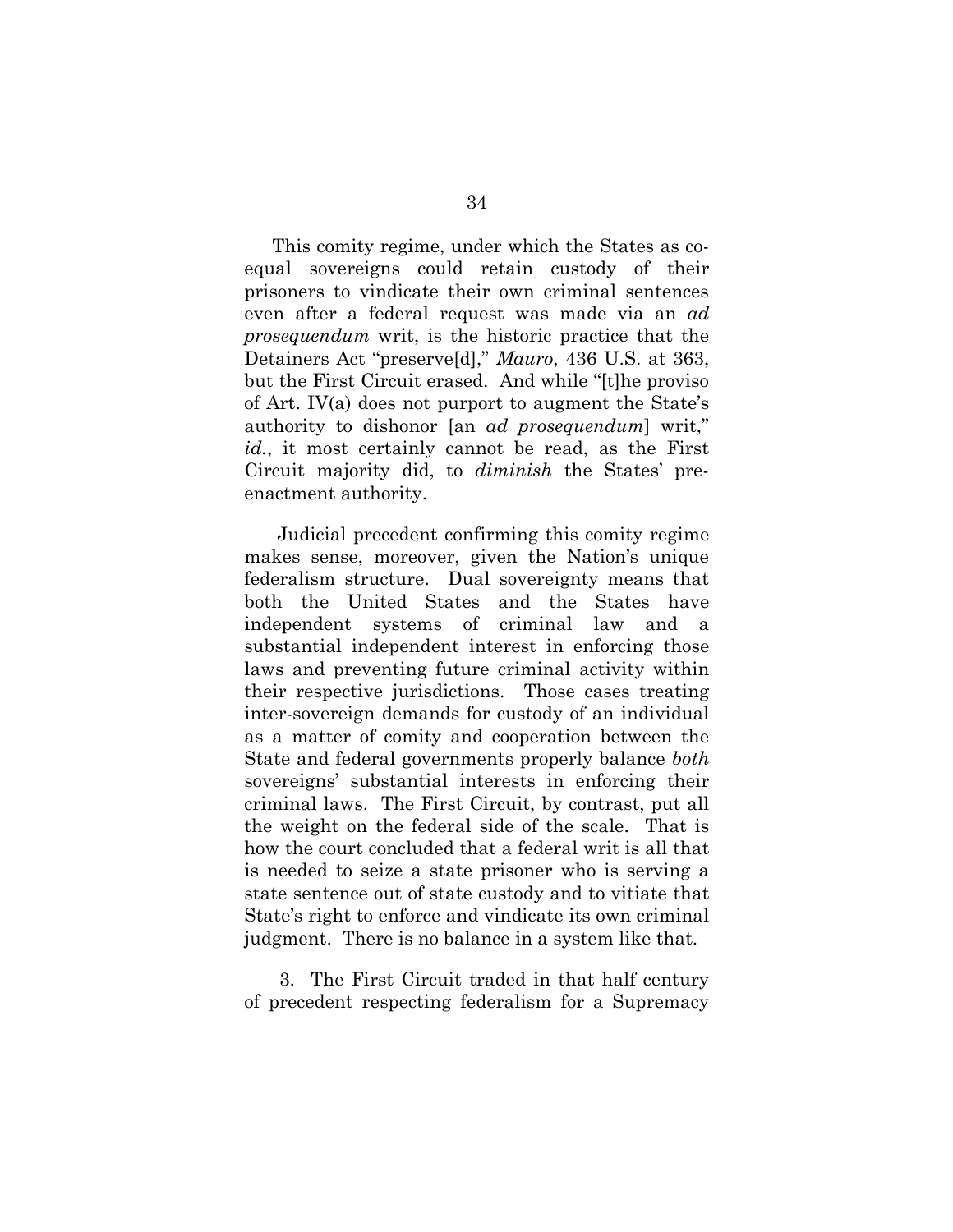This comity regime, under which the States as co-equal sovereigns could retain custody of their prisoners to vindicate their own criminal sentences even after a federal request was made via an *ad prosequendum* writ, is the historic practice that the Detainers Act "preserve[d]," *Mauro*, 436 U.S. at 363, but the First Circuit erased. And while "[t]he proviso of Art. IV(a) does not purport to augment the State's authority to dishonor [an *ad prosequendum*] writ," *id.*, it most certainly cannot be read, as the First Circuit majority did, to *diminish* the States' pre-enactment authority.

Judicial precedent confirming this comity regime makes sense, moreover, given the Nation's unique federalism structure. Dual sovereignty means that both the United States and the States have independent systems of criminal law and a substantial independent interest in enforcing those laws and preventing future criminal activity within their respective jurisdictions. Those cases treating inter-sovereign demands for custody of an individual as a matter of comity and cooperation between the State and federal governments properly balance *both* sovereigns' substantial interests in enforcing their criminal laws. The First Circuit, by contrast, put all the weight on the federal side of the scale. That is how the court concluded that a federal writ is all that is needed to seize a state prisoner who is serving a state sentence out of state custody and to vitiate that State's right to enforce and vindicate its own criminal judgment. There is no balance in a system like that.

3. The First Circuit traded in that half century of precedent respecting federalism for a Supremacy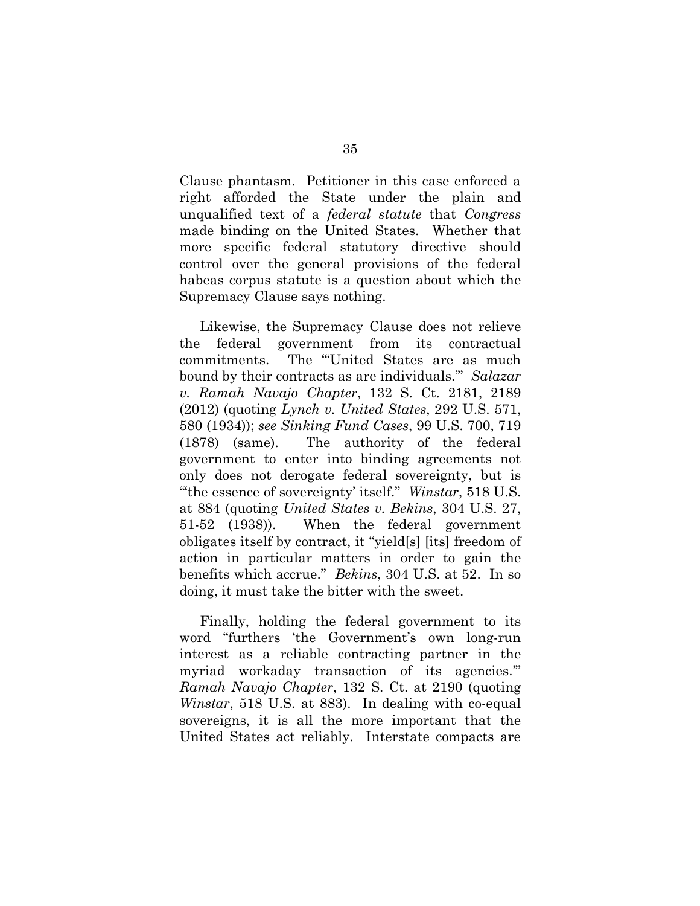Clause phantasm. Petitioner in this case enforced a right afforded the State under the plain and unqualified text of a *federal statute* that *Congress* made binding on the United States. Whether that more specific federal statutory directive should control over the general provisions of the federal habeas corpus statute is a question about which the Supremacy Clause says nothing.

Likewise, the Supremacy Clause does not relieve the federal government from its contractual commitments. The "'United States are as much bound by their contracts as are individuals.'" *Salazar v. Ramah Navajo Chapter*, 132 S. Ct. 2181, 2189 (2012) (quoting *Lynch v. United States*, 292 U.S. 571, 580 (1934)); *see Sinking Fund Cases*, 99 U.S. 700, 719 (1878) (same). The authority of the federal government to enter into binding agreements not only does not derogate federal sovereignty, but is "'the essence of sovereignty' itself." *Winstar*, 518 U.S. at 884 (quoting *United States v. Bekins*, 304 U.S. 27, 51-52 (1938)). When the federal government obligates itself by contract, it "yield[s] [its] freedom of action in particular matters in order to gain the benefits which accrue." *Bekins*, 304 U.S. at 52. In so doing, it must take the bitter with the sweet.

Finally, holding the federal government to its word "furthers 'the Government's own long-run interest as a reliable contracting partner in the myriad workaday transaction of its agencies.'" *Ramah Navajo Chapter*, 132 S. Ct. at 2190 (quoting *Winstar*, 518 U.S. at 883). In dealing with co-equal sovereigns, it is all the more important that the United States act reliably. Interstate compacts are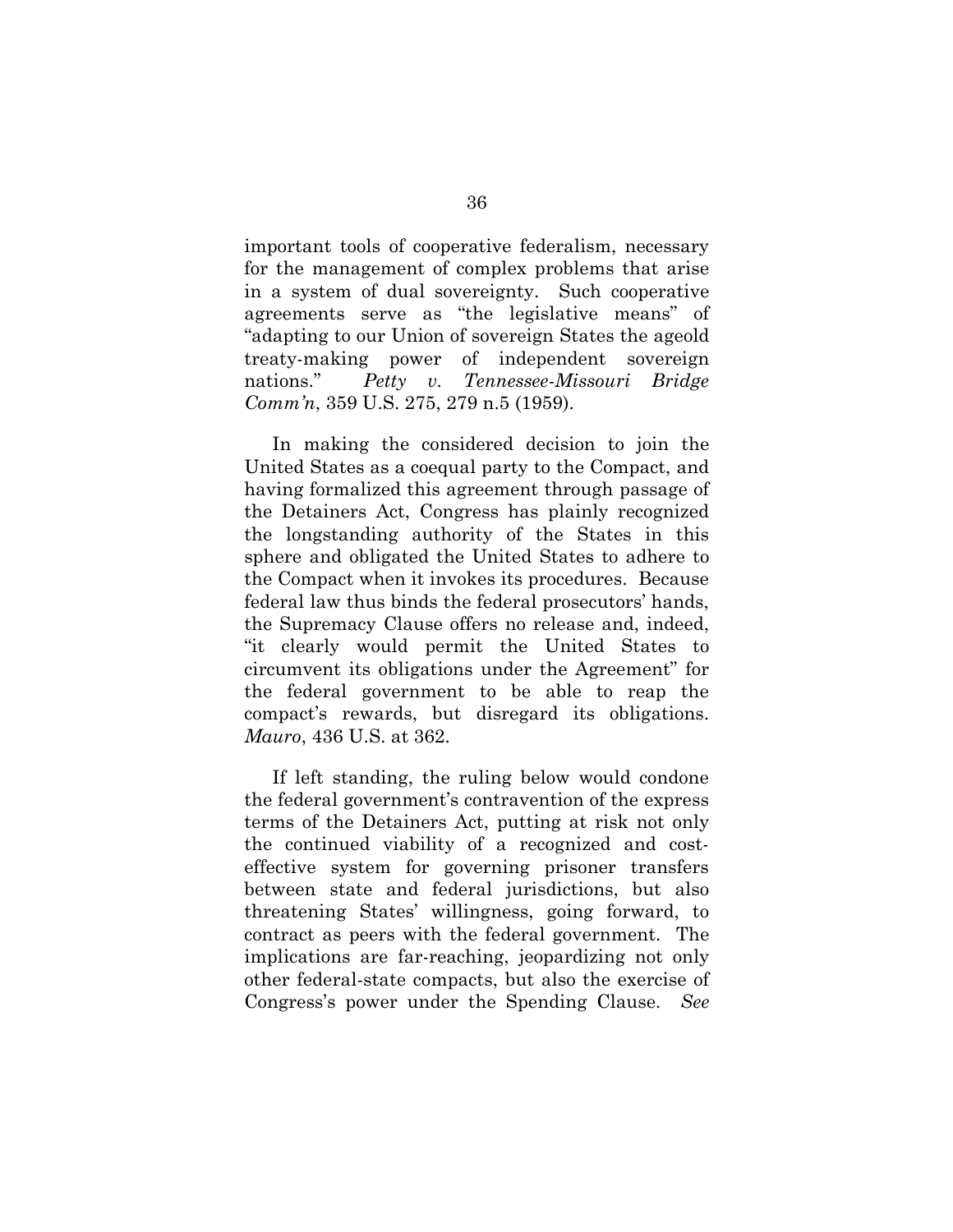important tools of cooperative federalism, necessary for the management of complex problems that arise in a system of dual sovereignty. Such cooperative agreements serve as "the legislative means" of "adapting to our Union of sovereign States the ageold treaty-making power of independent sovereign nations." *Petty v. Tennessee-Missouri Bridge Comm'n*, 359 U.S. 275, 279 n.5 (1959).

In making the considered decision to join the United States as a coequal party to the Compact, and having formalized this agreement through passage of the Detainers Act, Congress has plainly recognized the longstanding authority of the States in this sphere and obligated the United States to adhere to the Compact when it invokes its procedures. Because federal law thus binds the federal prosecutors' hands, the Supremacy Clause offers no release and, indeed, "it clearly would permit the United States to circumvent its obligations under the Agreement" for the federal government to be able to reap the compact's rewards, but disregard its obligations. *Mauro*, 436 U.S. at 362.

If left standing, the ruling below would condone the federal government's contravention of the express terms of the Detainers Act, putting at risk not only the continued viability of a recognized and cost-effective system for governing prisoner transfers between state and federal jurisdictions, but also threatening States' willingness, going forward, to contract as peers with the federal government. The implications are far-reaching, jeopardizing not only other federal-state compacts, but also the exercise of Congress's power under the Spending Clause. *See*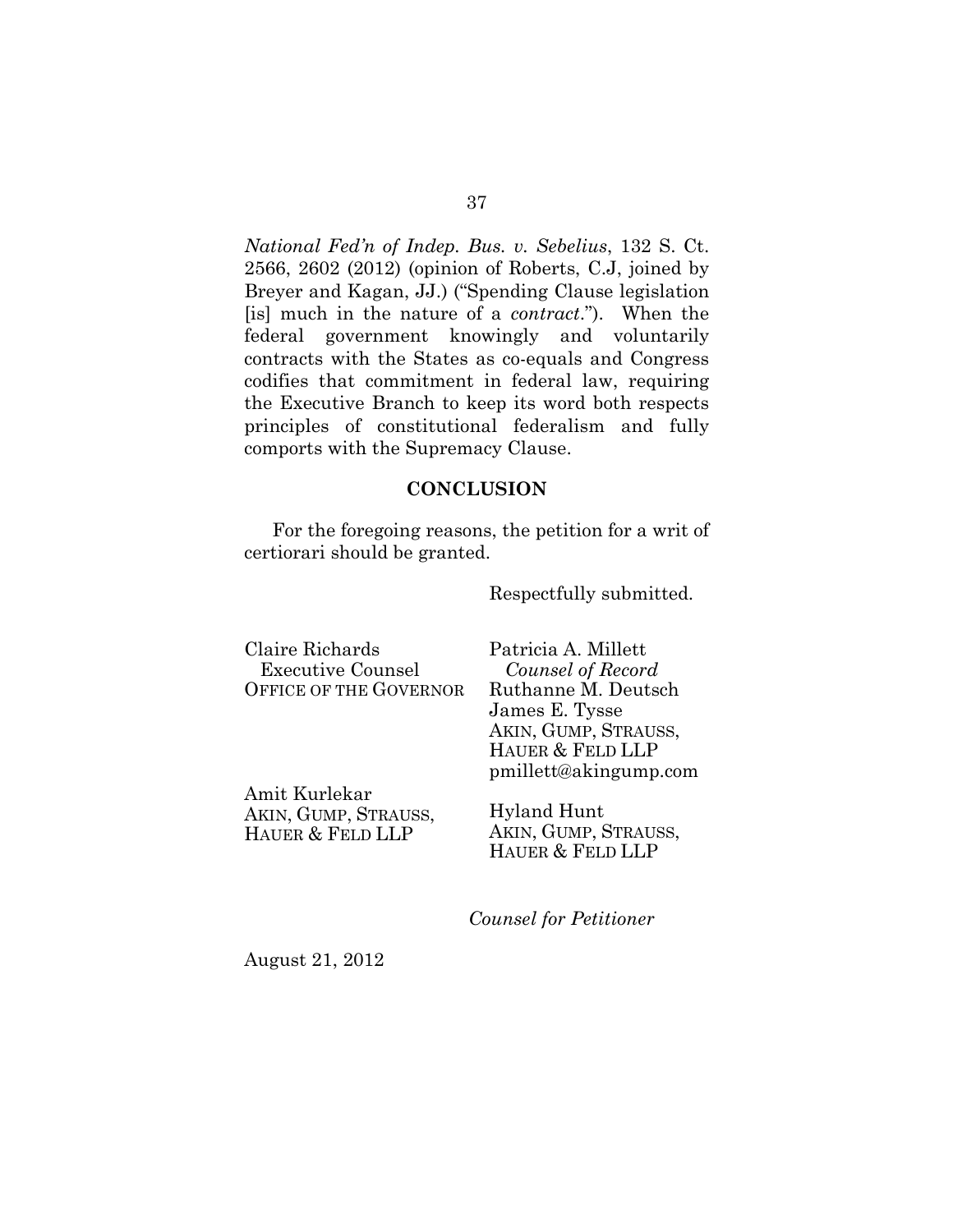*National Fed'n of Indep. Bus. v. Sebelius*, 132 S. Ct. 2566, 2602 (2012) (opinion of Roberts, C.J, joined by Breyer and Kagan, JJ.) ("Spending Clause legislation [is] much in the nature of a *contract*."). When the federal government knowingly and voluntarily contracts with the States as co-equals and Congress codifies that commitment in federal law, requiring the Executive Branch to keep its word both respects principles of constitutional federalism and fully comports with the Supremacy Clause.

**CONCLUSION**

For the foregoing reasons, the petition for a writ of certiorari should be granted.

Respectfully submitted.

Claire Richards
Executive Counsel
OFFICE OF THE GOVERNOR

Amit Kurlekar
AKIN, GUMP, STRAUSS,
HAUER & FELD LLP

Patricia A. Millett
*Counsel of Record*
Ruthanne M. Deutsch
James E. Tysse
AKIN, GUMP, STRAUSS,
HAUER & FELD LLP
pmillett@akingump.com

Hyland Hunt
AKIN, GUMP, STRAUSS,
HAUER & FELD LLP

*Counsel for Petitioner*

August 21, 2012